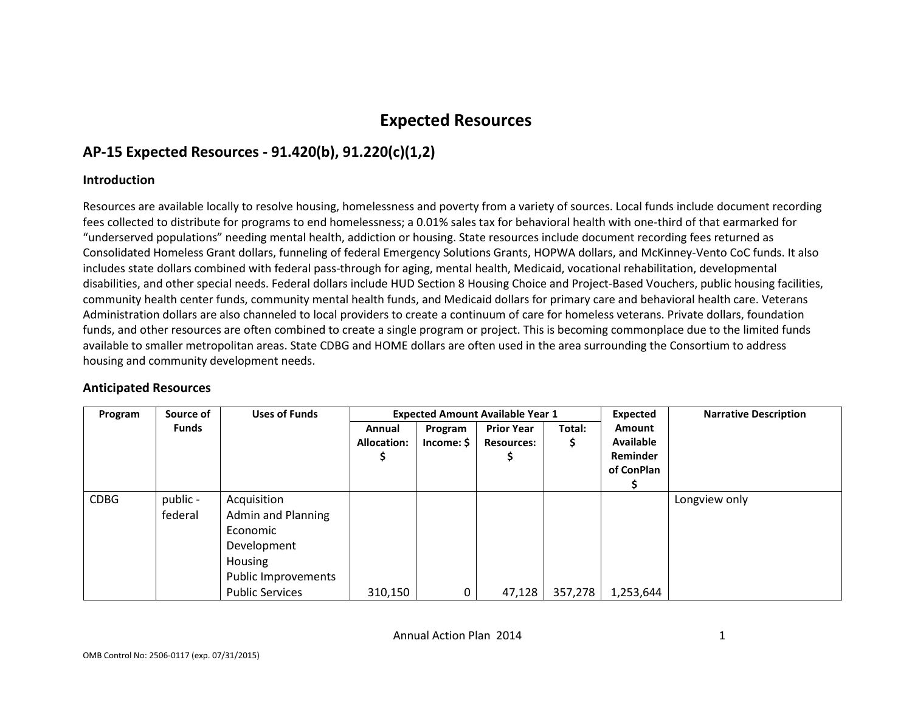# Expected Resources

## AP-15 Expected Resources - 91.420(b), 91.220(c)(1,2)

### Introduction

Resources are available locally to resolve housing, homelessness and poverty from a variety of sources. Local funds include document recording fees collected to distribute for programs to end homelessness; a 0.01% sales tax for behavioral health with one-third of that earmarked for "underserved populations" needing mental health, addiction or housing. State resources include document recording fees returned as Consolidated Homeless Grant dollars, funneling of federal Emergency Solutions Grants, HOPWA dollars, and McKinney-Vento CoC funds. It also includes state dollars combined with federal pass-through for aging, mental health, Medicaid, vocational rehabilitation, developmental disabilities, and other special needs. Federal dollars include HUD Section 8 Housing Choice and Project-Based Vouchers, public housing facilities, community health center funds, community mental health funds, and Medicaid dollars for primary care and behavioral health care. Veterans Administration dollars are also channeled to local providers to create a continuum of care for homeless veterans. Private dollars, foundation funds, and other resources are often combined to create a single program or project. This is becoming commonplace due to the limited funds available to smaller metropolitan areas. State CDBG and HOME dollars are often used in the area surrounding the Consortium to address housing and community development needs.

### Anticipated Resources

| Program | Source of Funds | Uses of Funds | Expected Amount Available Year 1 | | | | Expected Amount Available Reminder of ConPlan $ | Narrative Description |
|---|---|---|---|---|---|---|---|---|
| | | | Annual Allocation: $ | Program Income: $ | Prior Year Resources: $ | Total: $ | | |
| CDBG | public - federal | Acquisition<br>Admin and Planning<br>Economic Development<br>Housing<br>Public Improvements<br>Public Services | 310,150 | 0 | 47,128 | 357,278 | 1,253,644 | Longview only |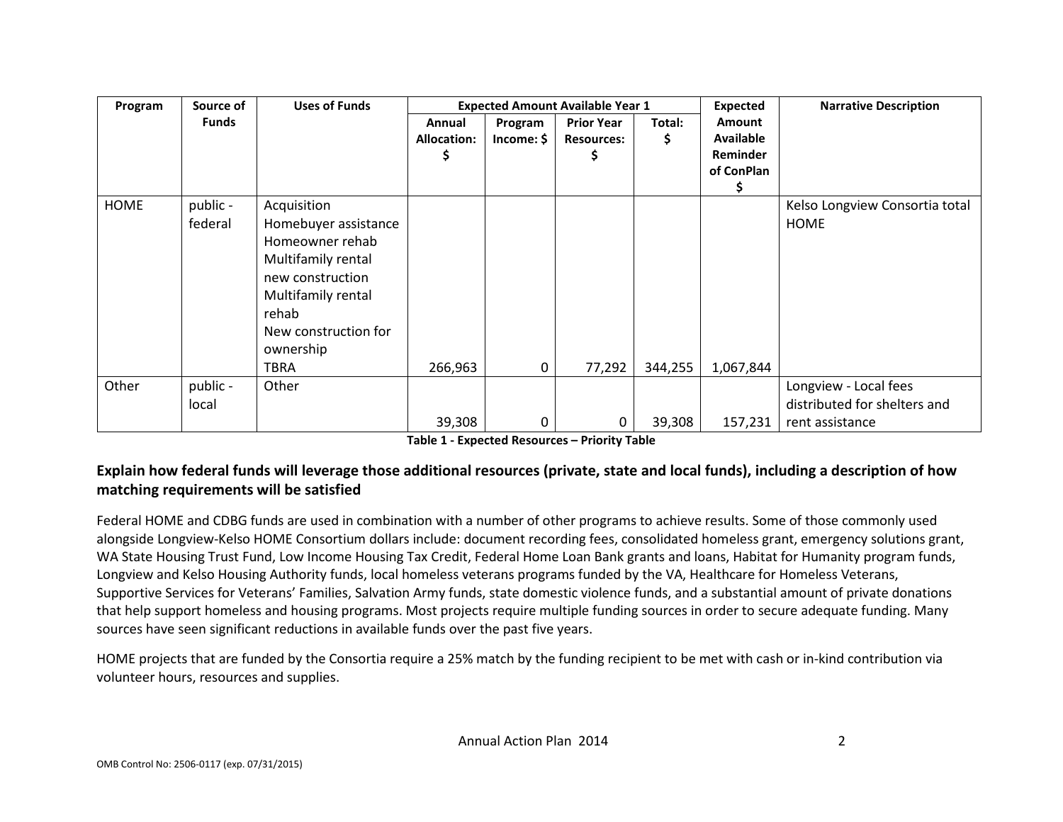| Program | Source of Funds | Uses of Funds | Expected Amount Available Year 1 | | | | Expected Amount Available Reminder of ConPlan $ | Narrative Description |
|---|---|---|---|---|---|---|---|---|
| | | | Annual Allocation: $ | Program Income: $ | Prior Year Resources: $ | Total: $ | | |
| HOME | public - federal | Acquisition<br>Homebuyer assistance<br>Homeowner rehab<br>Multifamily rental new construction<br>Multifamily rental rehab<br>New construction for ownership<br>TBRA | 266,963 | 0 | 77,292 | 344,255 | 1,067,844 | Kelso Longview Consortia total HOME |
| Other | public - local | Other | 39,308 | 0 | 0 | 39,308 | 157,231 | Longview - Local fees distributed for shelters and rent assistance |

**Table 1 - Expected Resources – Priority Table**

## Explain how federal funds will leverage those additional resources (private, state and local funds), including a description of how matching requirements will be satisfied

Federal HOME and CDBG funds are used in combination with a number of other programs to achieve results. Some of those commonly used alongside Longview-Kelso HOME Consortium dollars include: document recording fees, consolidated homeless grant, emergency solutions grant, WA State Housing Trust Fund, Low Income Housing Tax Credit, Federal Home Loan Bank grants and loans, Habitat for Humanity program funds, Longview and Kelso Housing Authority funds, local homeless veterans programs funded by the VA, Healthcare for Homeless Veterans, Supportive Services for Veterans' Families, Salvation Army funds, state domestic violence funds, and a substantial amount of private donations that help support homeless and housing programs. Most projects require multiple funding sources in order to secure adequate funding. Many sources have seen significant reductions in available funds over the past five years.

HOME projects that are funded by the Consortia require a 25% match by the funding recipient to be met with cash or in-kind contribution via volunteer hours, resources and supplies.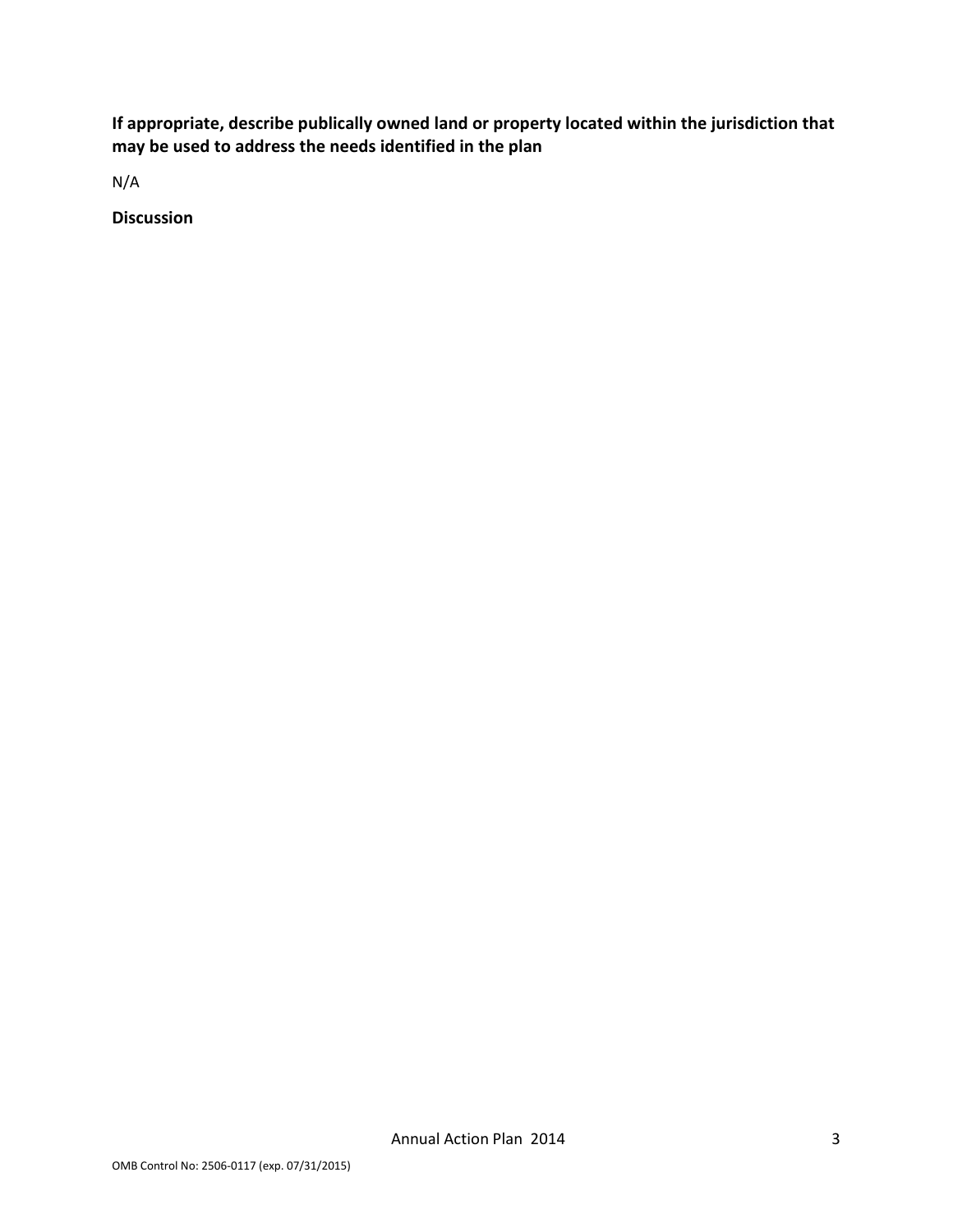**If appropriate, describe publically owned land or property located within the jurisdiction that may be used to address the needs identified in the plan**

N/A

**Discussion**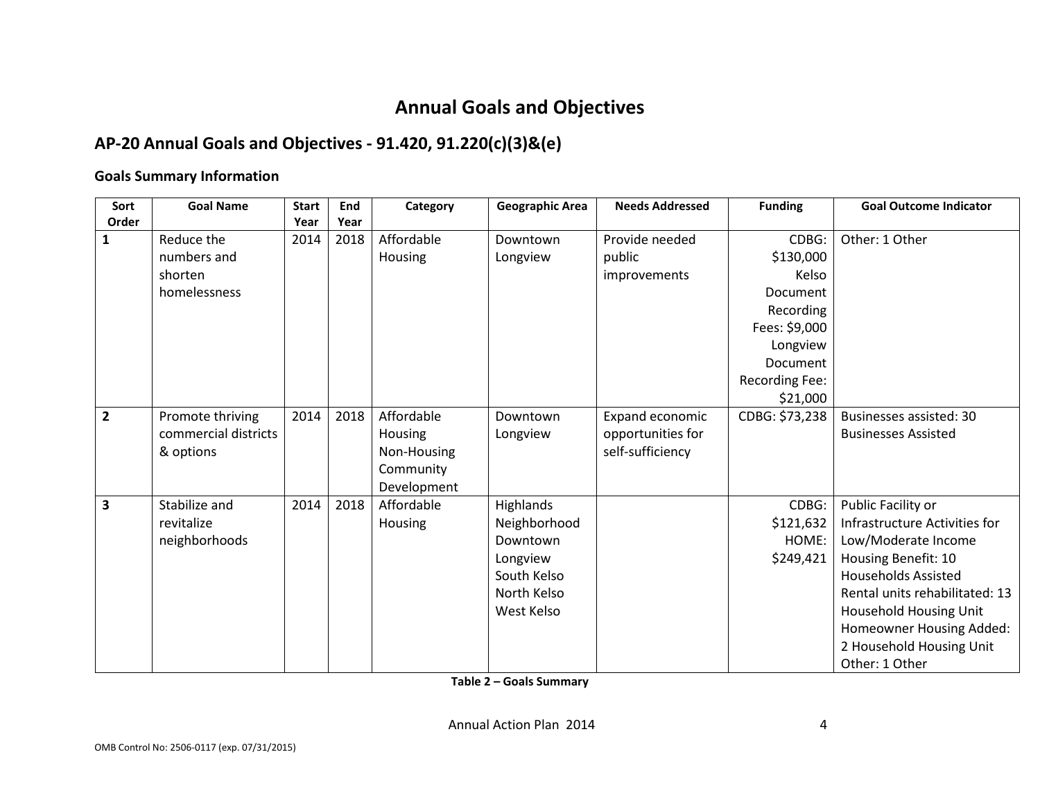# Annual Goals and Objectives

## AP-20 Annual Goals and Objectives - 91.420, 91.220(c)(3)&(e)

### Goals Summary Information

| Sort Order | Goal Name | Start Year | End Year | Category | Geographic Area | Needs Addressed | Funding | Goal Outcome Indicator |
|---|---|---|---|---|---|---|---|---|
| 1 | Reduce the numbers and shorten homelessness | 2014 | 2018 | Affordable Housing | Downtown Longview | Provide needed public improvements | CDBG: \$130,000 Kelso Document Recording Fees: \$9,000 Longview Document Recording Fee: \$21,000 | Other: 1 Other |
| 2 | Promote thriving commercial districts & options | 2014 | 2018 | Affordable Housing Non-Housing Community Development | Downtown Longview | Expand economic opportunities for self-sufficiency | CDBG: \$73,238 | Businesses assisted: 30 Businesses Assisted |
| 3 | Stabilize and revitalize neighborhoods | 2014 | 2018 | Affordable Housing | Highlands Neighborhood Downtown Longview South Kelso North Kelso West Kelso | | CDBG: \$121,632 HOME: \$249,421 | Public Facility or Infrastructure Activities for Low/Moderate Income Housing Benefit: 10 Households Assisted Rental units rehabilitated: 13 Household Housing Unit Homeowner Housing Added: 2 Household Housing Unit Other: 1 Other |

**Table 2 – Goals Summary**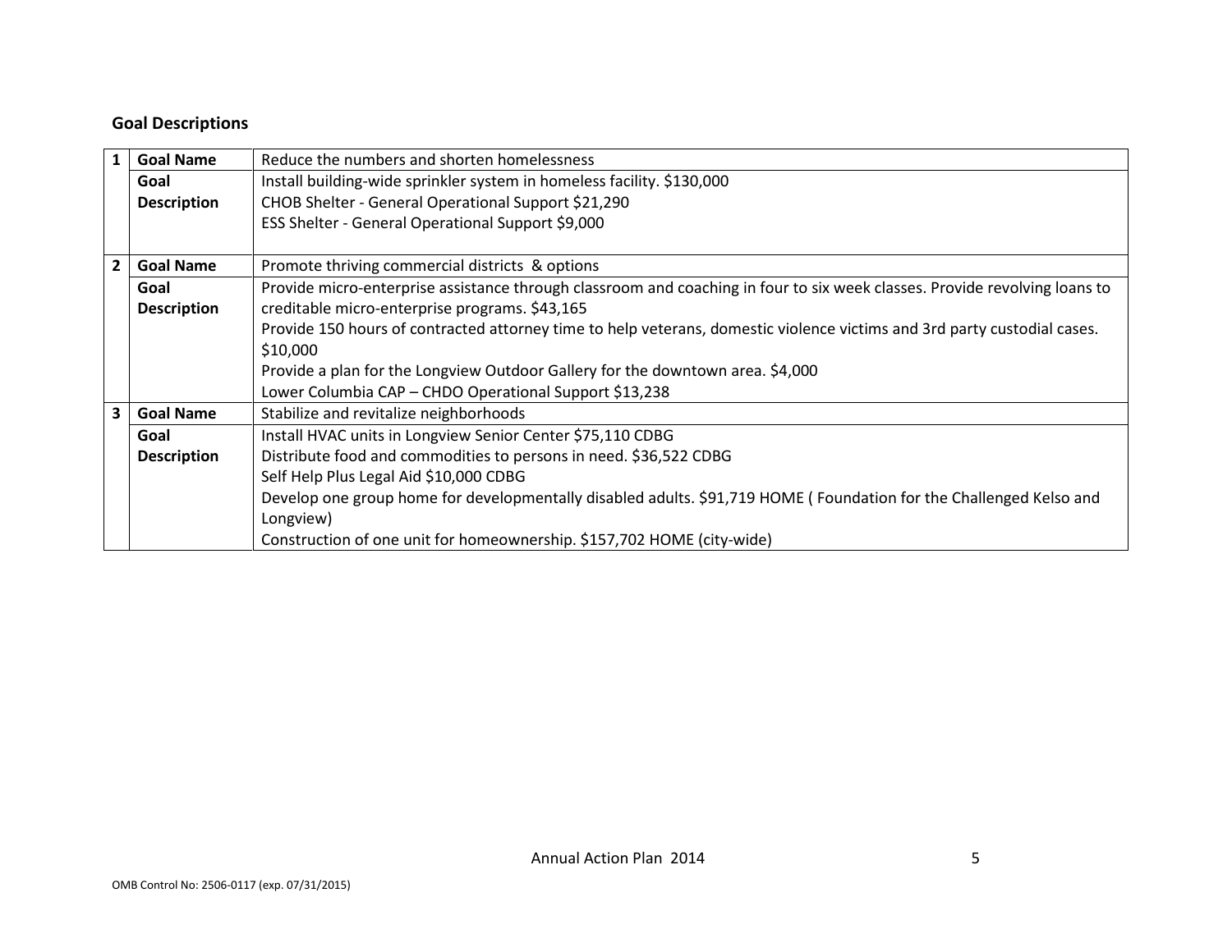## Goal Descriptions

| | | |
|---|---|---|
| 1 | **Goal Name** | Reduce the numbers and shorten homelessness |
| | **Goal Description** | Install building-wide sprinkler system in homeless facility. $130,000<br>CHOB Shelter - General Operational Support $21,290<br>ESS Shelter - General Operational Support $9,000 |
| 2 | **Goal Name** | Promote thriving commercial districts & options |
| | **Goal Description** | Provide micro-enterprise assistance through classroom and coaching in four to six week classes. Provide revolving loans to creditable micro-enterprise programs. $43,165<br>Provide 150 hours of contracted attorney time to help veterans, domestic violence victims and 3rd party custodial cases. $10,000<br>Provide a plan for the Longview Outdoor Gallery for the downtown area. $4,000<br>Lower Columbia CAP – CHDO Operational Support $13,238 |
| 3 | **Goal Name** | Stabilize and revitalize neighborhoods |
| | **Goal Description** | Install HVAC units in Longview Senior Center $75,110 CDBG<br>Distribute food and commodities to persons in need. $36,522 CDBG<br>Self Help Plus Legal Aid $10,000 CDBG<br>Develop one group home for developmentally disabled adults. $91,719 HOME ( Foundation for the Challenged Kelso and Longview)<br>Construction of one unit for homeownership. $157,702 HOME (city-wide) |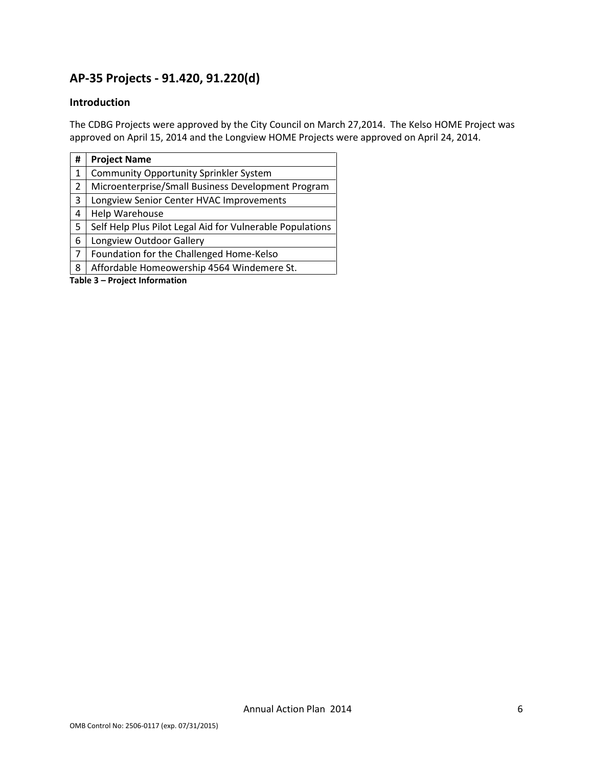## AP-35 Projects - 91.420, 91.220(d)

### Introduction

The CDBG Projects were approved by the City Council on March 27,2014. The Kelso HOME Project was approved on April 15, 2014 and the Longview HOME Projects were approved on April 24, 2014.

| # | Project Name |
|---|---|
| 1 | Community Opportunity Sprinkler System |
| 2 | Microenterprise/Small Business Development Program |
| 3 | Longview Senior Center HVAC Improvements |
| 4 | Help Warehouse |
| 5 | Self Help Plus Pilot Legal Aid for Vulnerable Populations |
| 6 | Longview Outdoor Gallery |
| 7 | Foundation for the Challenged Home-Kelso |
| 8 | Affordable Homeowership 4564 Windemere St. |

**Table 3 – Project Information**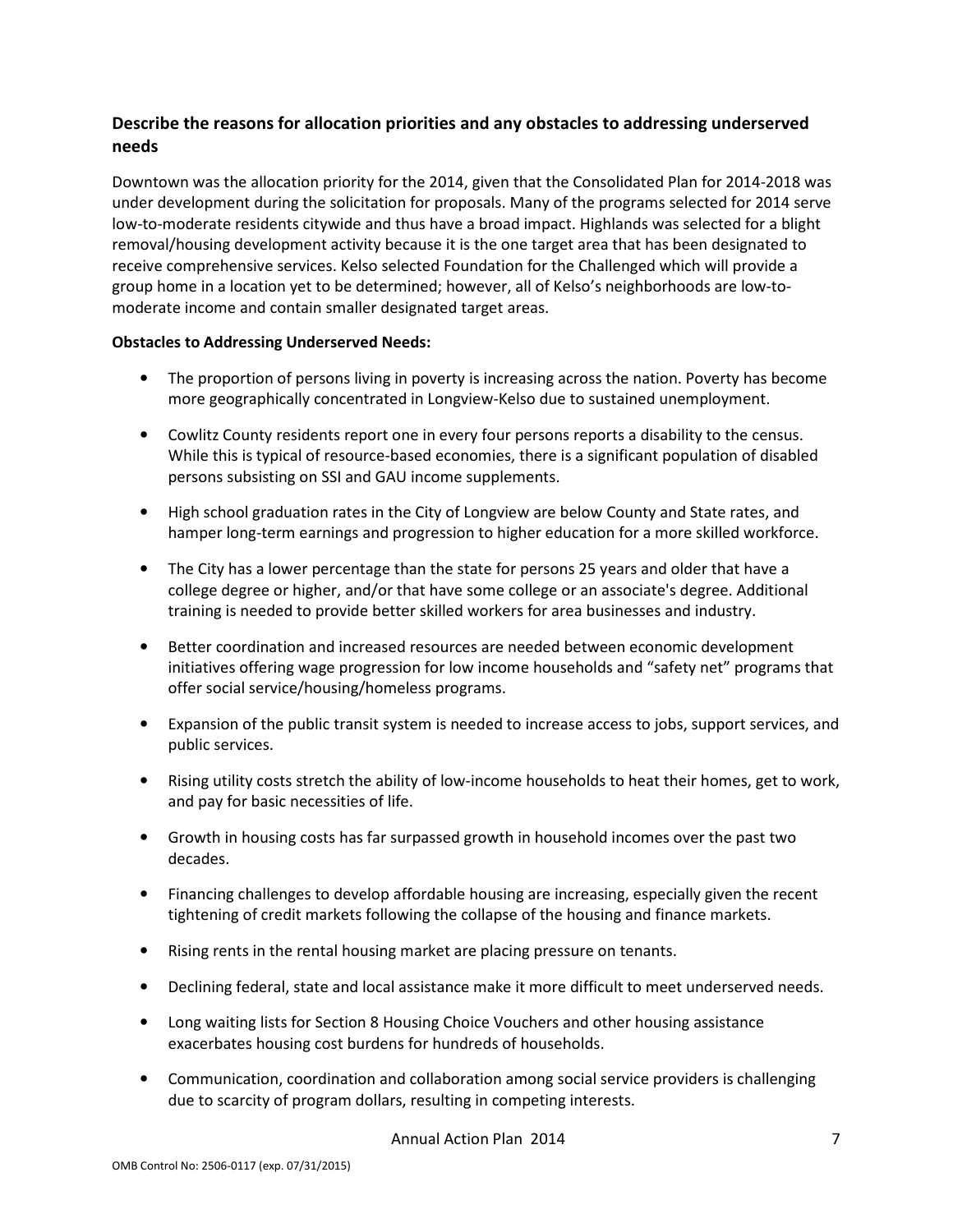### Describe the reasons for allocation priorities and any obstacles to addressing underserved needs

Downtown was the allocation priority for the 2014, given that the Consolidated Plan for 2014-2018 was under development during the solicitation for proposals. Many of the programs selected for 2014 serve low-to-moderate residents citywide and thus have a broad impact. Highlands was selected for a blight removal/housing development activity because it is the one target area that has been designated to receive comprehensive services. Kelso selected Foundation for the Challenged which will provide a group home in a location yet to be determined; however, all of Kelso's neighborhoods are low-to-moderate income and contain smaller designated target areas.

**Obstacles to Addressing Underserved Needs:**

- The proportion of persons living in poverty is increasing across the nation. Poverty has become more geographically concentrated in Longview-Kelso due to sustained unemployment.
- Cowlitz County residents report one in every four persons reports a disability to the census. While this is typical of resource-based economies, there is a significant population of disabled persons subsisting on SSI and GAU income supplements.
- High school graduation rates in the City of Longview are below County and State rates, and hamper long-term earnings and progression to higher education for a more skilled workforce.
- The City has a lower percentage than the state for persons 25 years and older that have a college degree or higher, and/or that have some college or an associate's degree. Additional training is needed to provide better skilled workers for area businesses and industry.
- Better coordination and increased resources are needed between economic development initiatives offering wage progression for low income households and "safety net" programs that offer social service/housing/homeless programs.
- Expansion of the public transit system is needed to increase access to jobs, support services, and public services.
- Rising utility costs stretch the ability of low-income households to heat their homes, get to work, and pay for basic necessities of life.
- Growth in housing costs has far surpassed growth in household incomes over the past two decades.
- Financing challenges to develop affordable housing are increasing, especially given the recent tightening of credit markets following the collapse of the housing and finance markets.
- Rising rents in the rental housing market are placing pressure on tenants.
- Declining federal, state and local assistance make it more difficult to meet underserved needs.
- Long waiting lists for Section 8 Housing Choice Vouchers and other housing assistance exacerbates housing cost burdens for hundreds of households.
- Communication, coordination and collaboration among social service providers is challenging due to scarcity of program dollars, resulting in competing interests.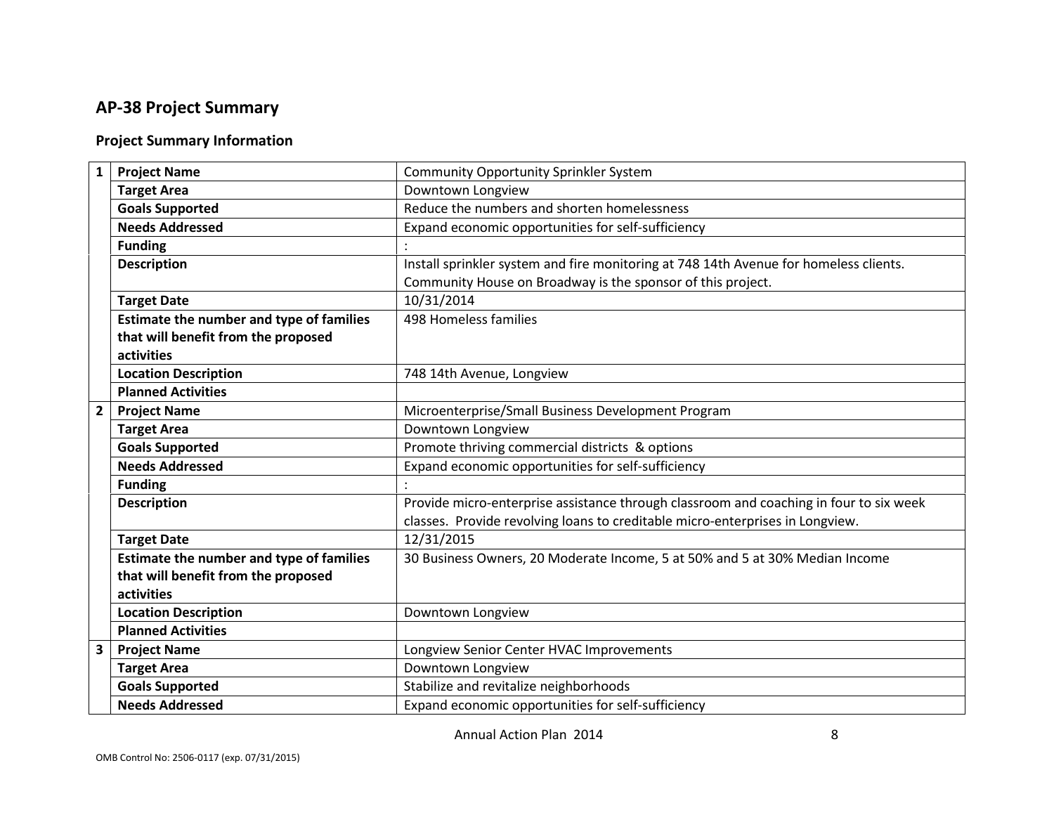## AP-38 Project Summary

### Project Summary Information

| | | |
|---|---|---|
| **1** | **Project Name** | Community Opportunity Sprinkler System |
| | **Target Area** | Downtown Longview |
| | **Goals Supported** | Reduce the numbers and shorten homelessness |
| | **Needs Addressed** | Expand economic opportunities for self-sufficiency |
| | **Funding** | : |
| | **Description** | Install sprinkler system and fire monitoring at 748 14th Avenue for homeless clients. Community House on Broadway is the sponsor of this project. |
| | **Target Date** | 10/31/2014 |
| | **Estimate the number and type of families that will benefit from the proposed activities** | 498 Homeless families |
| | **Location Description** | 748 14th Avenue, Longview |
| | **Planned Activities** | |
| **2** | **Project Name** | Microenterprise/Small Business Development Program |
| | **Target Area** | Downtown Longview |
| | **Goals Supported** | Promote thriving commercial districts & options |
| | **Needs Addressed** | Expand economic opportunities for self-sufficiency |
| | **Funding** | : |
| | **Description** | Provide micro-enterprise assistance through classroom and coaching in four to six week classes. Provide revolving loans to creditable micro-enterprises in Longview. |
| | **Target Date** | 12/31/2015 |
| | **Estimate the number and type of families that will benefit from the proposed activities** | 30 Business Owners, 20 Moderate Income, 5 at 50% and 5 at 30% Median Income |
| | **Location Description** | Downtown Longview |
| | **Planned Activities** | |
| **3** | **Project Name** | Longview Senior Center HVAC Improvements |
| | **Target Area** | Downtown Longview |
| | **Goals Supported** | Stabilize and revitalize neighborhoods |
| | **Needs Addressed** | Expand economic opportunities for self-sufficiency |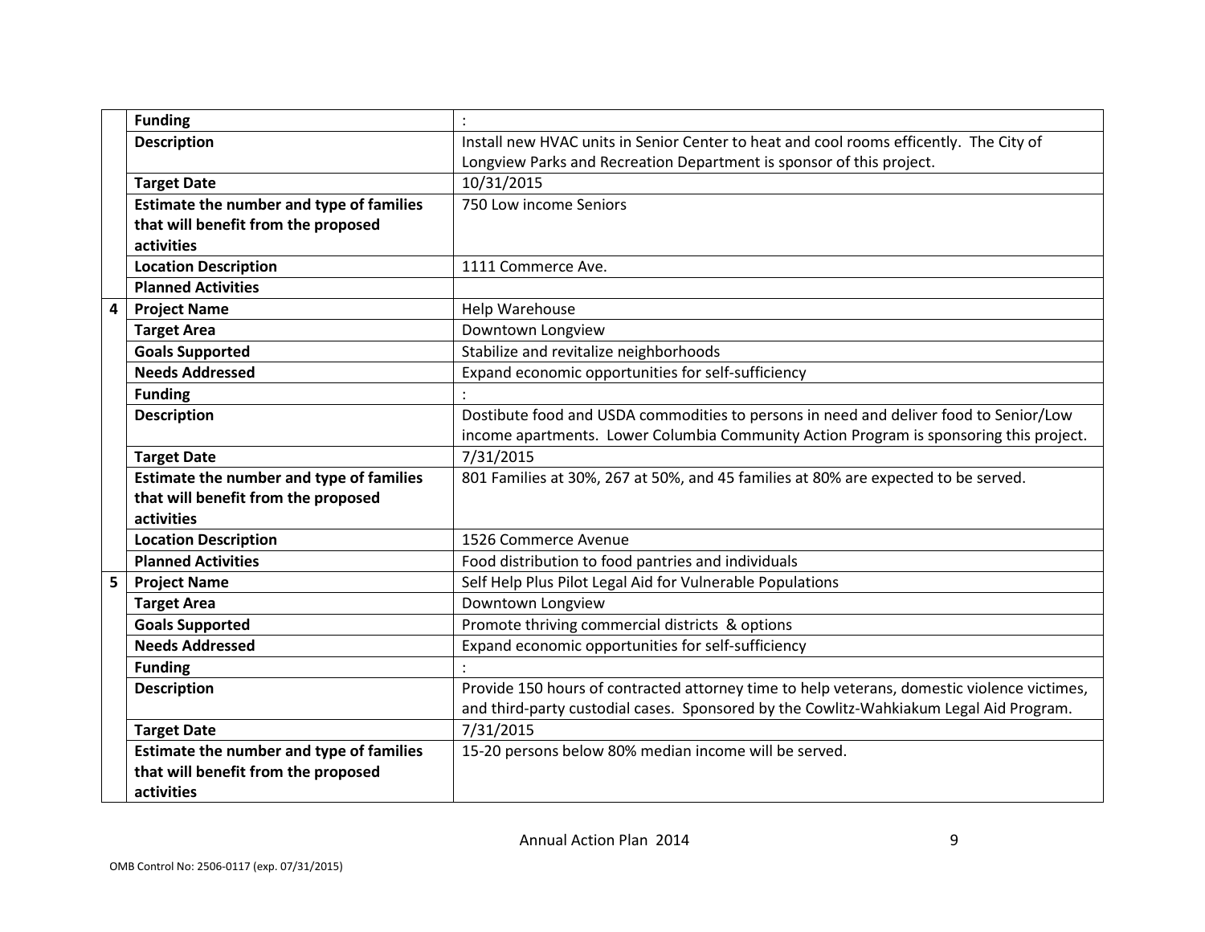| | | |
|---|---|---|
| | **Funding** | : |
| | **Description** | Install new HVAC units in Senior Center to heat and cool rooms efficently. The City of Longview Parks and Recreation Department is sponsor of this project. |
| | **Target Date** | 10/31/2015 |
| | **Estimate the number and type of families that will benefit from the proposed activities** | 750 Low income Seniors |
| | **Location Description** | 1111 Commerce Ave. |
| | **Planned Activities** | |
| **4** | **Project Name** | Help Warehouse |
| | **Target Area** | Downtown Longview |
| | **Goals Supported** | Stabilize and revitalize neighborhoods |
| | **Needs Addressed** | Expand economic opportunities for self-sufficiency |
| | **Funding** | : |
| | **Description** | Dostibute food and USDA commodities to persons in need and deliver food to Senior/Low income apartments. Lower Columbia Community Action Program is sponsoring this project. |
| | **Target Date** | 7/31/2015 |
| | **Estimate the number and type of families that will benefit from the proposed activities** | 801 Families at 30%, 267 at 50%, and 45 families at 80% are expected to be served. |
| | **Location Description** | 1526 Commerce Avenue |
| | **Planned Activities** | Food distribution to food pantries and individuals |
| **5** | **Project Name** | Self Help Plus Pilot Legal Aid for Vulnerable Populations |
| | **Target Area** | Downtown Longview |
| | **Goals Supported** | Promote thriving commercial districts & options |
| | **Needs Addressed** | Expand economic opportunities for self-sufficiency |
| | **Funding** | : |
| | **Description** | Provide 150 hours of contracted attorney time to help veterans, domestic violence victims, and third-party custodial cases. Sponsored by the Cowlitz-Wahkiakum Legal Aid Program. |
| | **Target Date** | 7/31/2015 |
| | **Estimate the number and type of families that will benefit from the proposed activities** | 15-20 persons below 80% median income will be served. |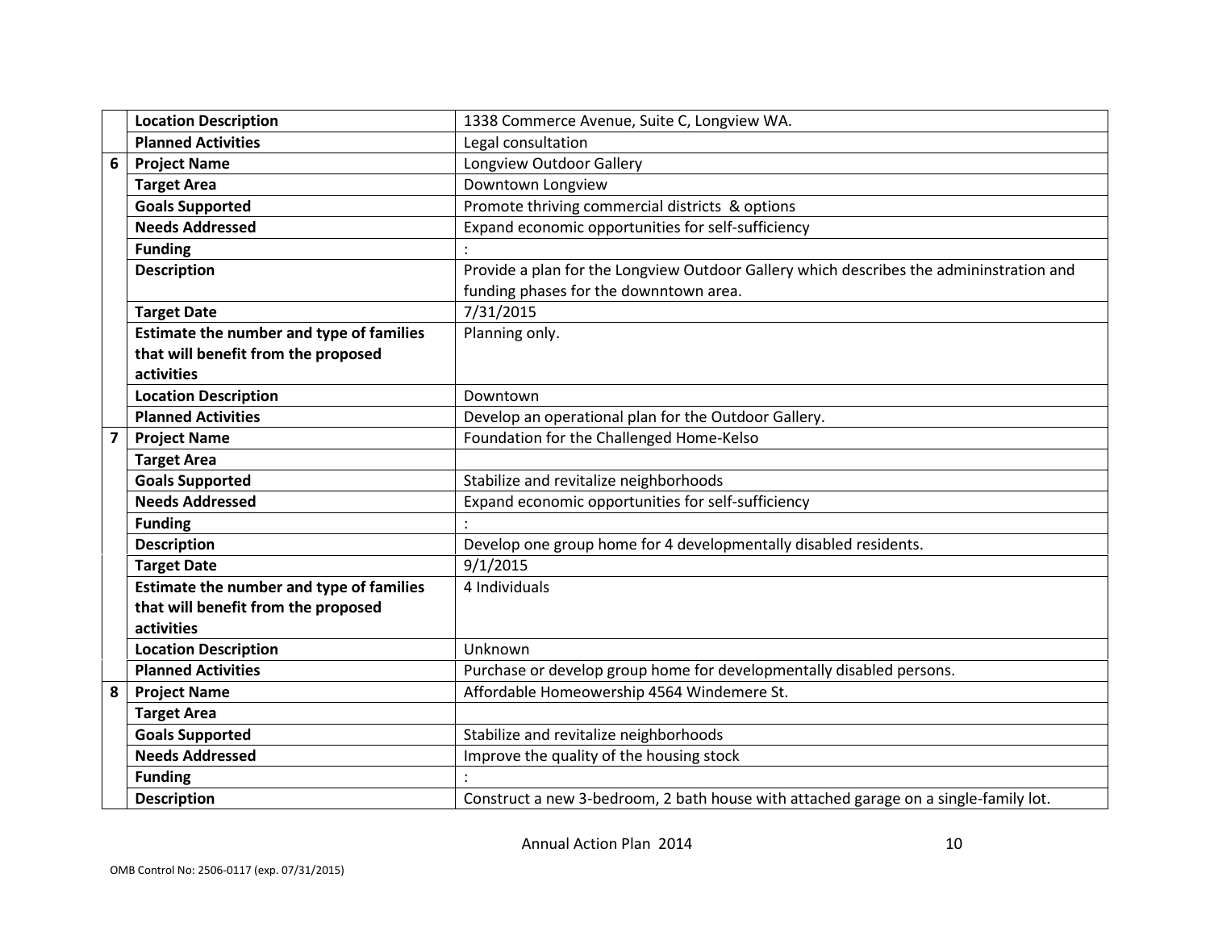| | | |
|---|---|---|
| | **Location Description** | 1338 Commerce Avenue, Suite C, Longview WA. |
| | **Planned Activities** | Legal consultation |
| 6 | **Project Name** | Longview Outdoor Gallery |
| | **Target Area** | Downtown Longview |
| | **Goals Supported** | Promote thriving commercial districts & options |
| | **Needs Addressed** | Expand economic opportunities for self-sufficiency |
| | **Funding** | : |
| | **Description** | Provide a plan for the Longview Outdoor Gallery which describes the admininstration and funding phases for the downntown area. |
| | **Target Date** | 7/31/2015 |
| | **Estimate the number and type of families that will benefit from the proposed activities** | Planning only. |
| | **Location Description** | Downtown |
| | **Planned Activities** | Develop an operational plan for the Outdoor Gallery. |
| 7 | **Project Name** | Foundation for the Challenged Home-Kelso |
| | **Target Area** | |
| | **Goals Supported** | Stabilize and revitalize neighborhoods |
| | **Needs Addressed** | Expand economic opportunities for self-sufficiency |
| | **Funding** | : |
| | **Description** | Develop one group home for 4 developmentally disabled residents. |
| | **Target Date** | 9/1/2015 |
| | **Estimate the number and type of families that will benefit from the proposed activities** | 4 Individuals |
| | **Location Description** | Unknown |
| | **Planned Activities** | Purchase or develop group home for developmentally disabled persons. |
| 8 | **Project Name** | Affordable Homeowership 4564 Windemere St. |
| | **Target Area** | |
| | **Goals Supported** | Stabilize and revitalize neighborhoods |
| | **Needs Addressed** | Improve the quality of the housing stock |
| | **Funding** | : |
| | **Description** | Construct a new 3-bedroom, 2 bath house with attached garage on a single-family lot. |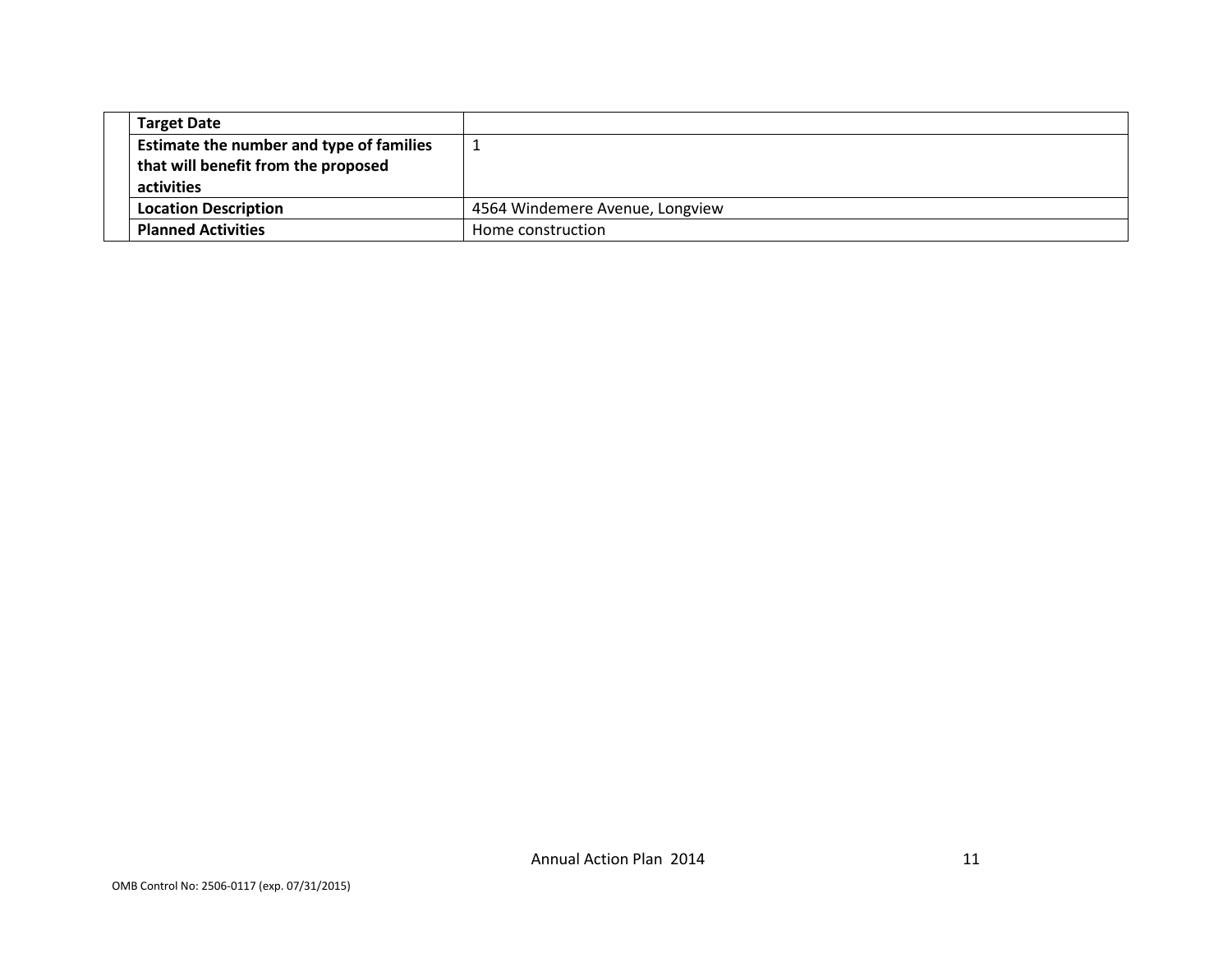| | |
|---|---|
| **Target Date** | |
| **Estimate the number and type of families that will benefit from the proposed activities** | 1 |
| **Location Description** | 4564 Windemere Avenue, Longview |
| **Planned Activities** | Home construction |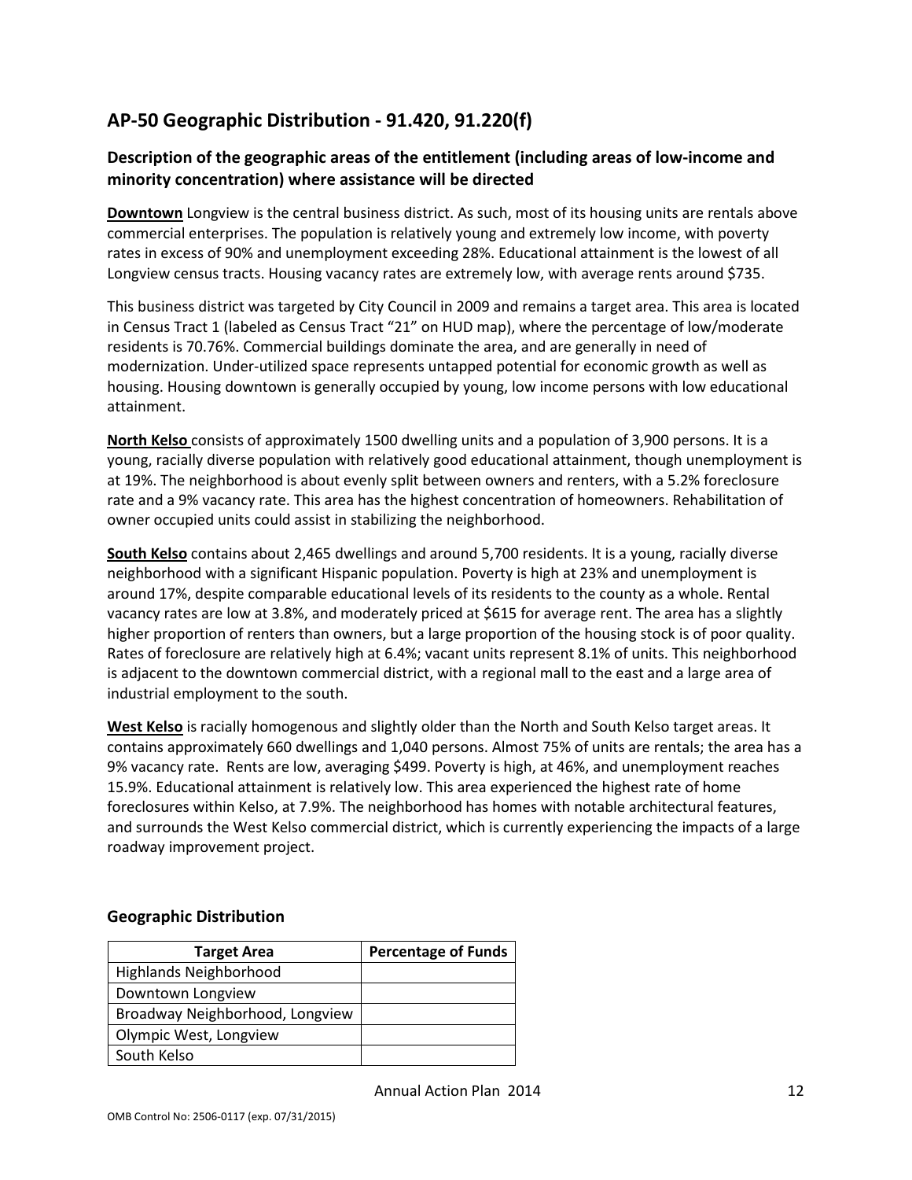## AP-50 Geographic Distribution - 91.420, 91.220(f)

### Description of the geographic areas of the entitlement (including areas of low-income and minority concentration) where assistance will be directed

**Downtown** Longview is the central business district. As such, most of its housing units are rentals above commercial enterprises. The population is relatively young and extremely low income, with poverty rates in excess of 90% and unemployment exceeding 28%. Educational attainment is the lowest of all Longview census tracts. Housing vacancy rates are extremely low, with average rents around $735.

This business district was targeted by City Council in 2009 and remains a target area. This area is located in Census Tract 1 (labeled as Census Tract "21" on HUD map), where the percentage of low/moderate residents is 70.76%. Commercial buildings dominate the area, and are generally in need of modernization. Under-utilized space represents untapped potential for economic growth as well as housing. Housing downtown is generally occupied by young, low income persons with low educational attainment.

**North Kelso** consists of approximately 1500 dwelling units and a population of 3,900 persons. It is a young, racially diverse population with relatively good educational attainment, though unemployment is at 19%. The neighborhood is about evenly split between owners and renters, with a 5.2% foreclosure rate and a 9% vacancy rate. This area has the highest concentration of homeowners. Rehabilitation of owner occupied units could assist in stabilizing the neighborhood.

**South Kelso** contains about 2,465 dwellings and around 5,700 residents. It is a young, racially diverse neighborhood with a significant Hispanic population. Poverty is high at 23% and unemployment is around 17%, despite comparable educational levels of its residents to the county as a whole. Rental vacancy rates are low at 3.8%, and moderately priced at $615 for average rent. The area has a slightly higher proportion of renters than owners, but a large proportion of the housing stock is of poor quality. Rates of foreclosure are relatively high at 6.4%; vacant units represent 8.1% of units. This neighborhood is adjacent to the downtown commercial district, with a regional mall to the east and a large area of industrial employment to the south.

**West Kelso** is racially homogenous and slightly older than the North and South Kelso target areas. It contains approximately 660 dwellings and 1,040 persons. Almost 75% of units are rentals; the area has a 9% vacancy rate. Rents are low, averaging $499. Poverty is high, at 46%, and unemployment reaches 15.9%. Educational attainment is relatively low. This area experienced the highest rate of home foreclosures within Kelso, at 7.9%. The neighborhood has homes with notable architectural features, and surrounds the West Kelso commercial district, which is currently experiencing the impacts of a large roadway improvement project.

### Geographic Distribution

| Target Area | Percentage of Funds |
|---|---|
| Highlands Neighborhood | |
| Downtown Longview | |
| Broadway Neighborhood, Longview | |
| Olympic West, Longview | |
| South Kelso | |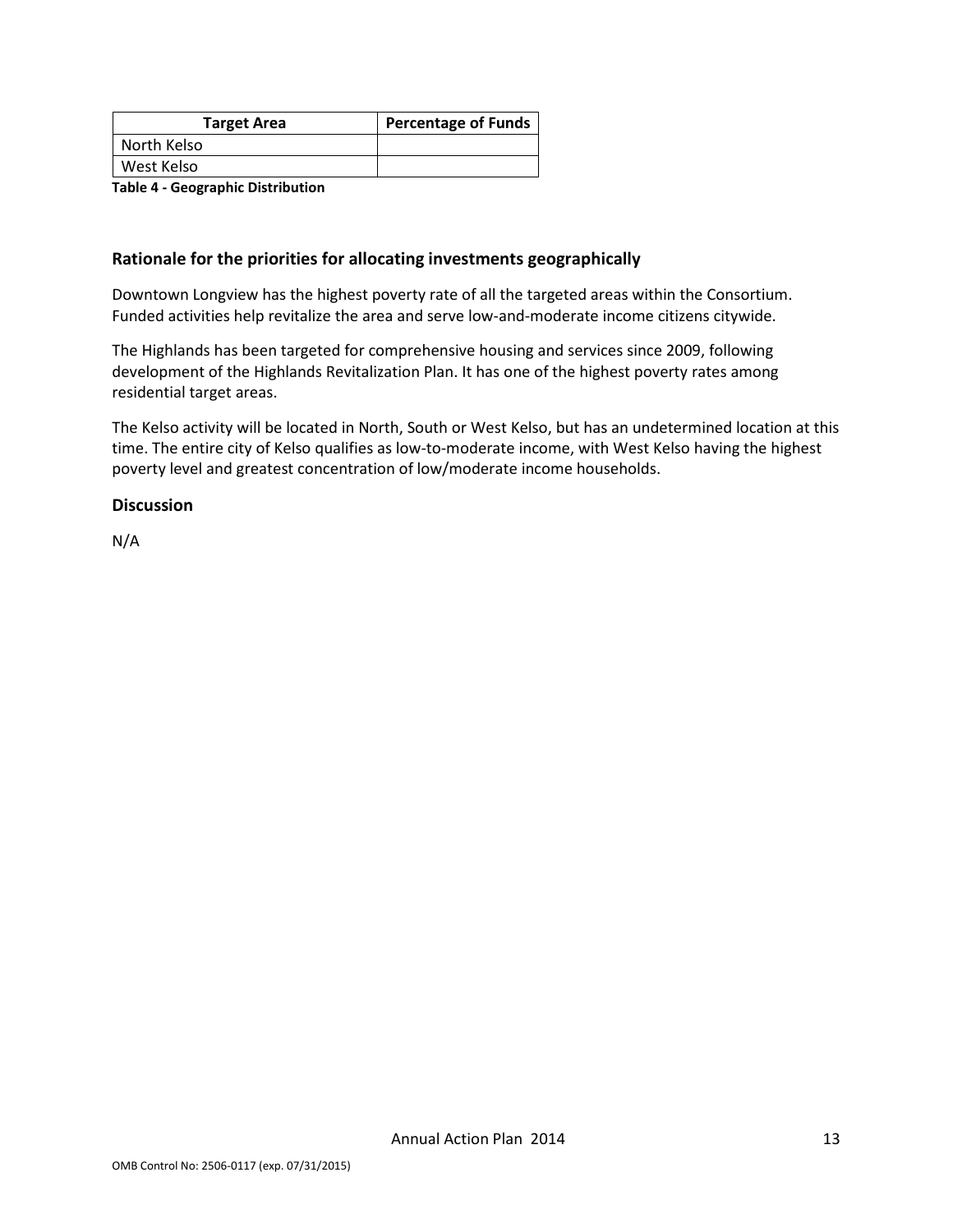| Target Area | Percentage of Funds |
|---|---|
| North Kelso | |
| West Kelso | |

**Table 4 - Geographic Distribution**

### Rationale for the priorities for allocating investments geographically

Downtown Longview has the highest poverty rate of all the targeted areas within the Consortium. Funded activities help revitalize the area and serve low-and-moderate income citizens citywide.

The Highlands has been targeted for comprehensive housing and services since 2009, following development of the Highlands Revitalization Plan. It has one of the highest poverty rates among residential target areas.

The Kelso activity will be located in North, South or West Kelso, but has an undetermined location at this time. The entire city of Kelso qualifies as low-to-moderate income, with West Kelso having the highest poverty level and greatest concentration of low/moderate income households.

### Discussion

N/A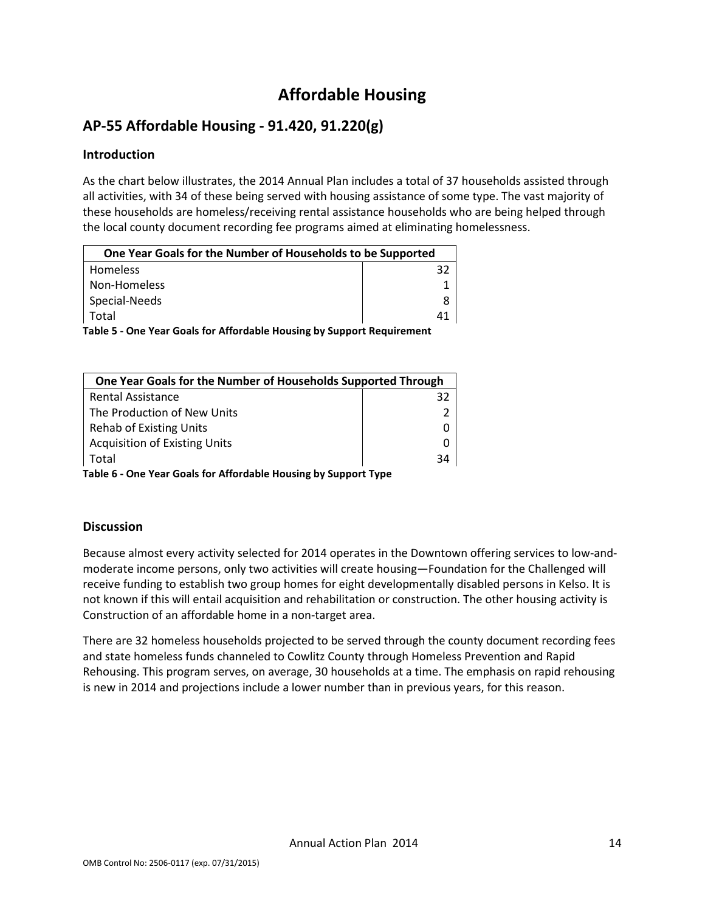# Affordable Housing

## AP-55 Affordable Housing - 91.420, 91.220(g)

### Introduction

As the chart below illustrates, the 2014 Annual Plan includes a total of 37 households assisted through all activities, with 34 of these being served with housing assistance of some type. The vast majority of these households are homeless/receiving rental assistance households who are being helped through the local county document recording fee programs aimed at eliminating homelessness.

| One Year Goals for the Number of Households to be Supported | |
|---|---|
| Homeless | 32 |
| Non-Homeless | 1 |
| Special-Needs | 8 |
| Total | 41 |

**Table 5 - One Year Goals for Affordable Housing by Support Requirement**

| One Year Goals for the Number of Households Supported Through | |
|---|---|
| Rental Assistance | 32 |
| The Production of New Units | 2 |
| Rehab of Existing Units | 0 |
| Acquisition of Existing Units | 0 |
| Total | 34 |

**Table 6 - One Year Goals for Affordable Housing by Support Type**

### Discussion

Because almost every activity selected for 2014 operates in the Downtown offering services to low-and-moderate income persons, only two activities will create housing—Foundation for the Challenged will receive funding to establish two group homes for eight developmentally disabled persons in Kelso. It is not known if this will entail acquisition and rehabilitation or construction. The other housing activity is Construction of an affordable home in a non-target area.

There are 32 homeless households projected to be served through the county document recording fees and state homeless funds channeled to Cowlitz County through Homeless Prevention and Rapid Rehousing. This program serves, on average, 30 households at a time. The emphasis on rapid rehousing is new in 2014 and projections include a lower number than in previous years, for this reason.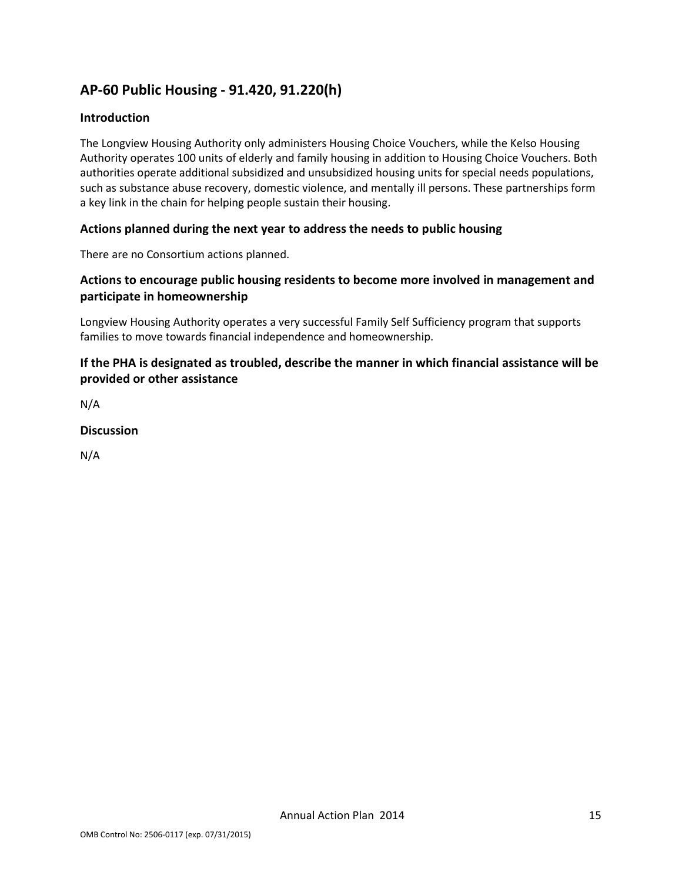## AP-60 Public Housing - 91.420, 91.220(h)

### Introduction

The Longview Housing Authority only administers Housing Choice Vouchers, while the Kelso Housing Authority operates 100 units of elderly and family housing in addition to Housing Choice Vouchers. Both authorities operate additional subsidized and unsubsidized housing units for special needs populations, such as substance abuse recovery, domestic violence, and mentally ill persons. These partnerships form a key link in the chain for helping people sustain their housing.

### Actions planned during the next year to address the needs to public housing

There are no Consortium actions planned.

### Actions to encourage public housing residents to become more involved in management and participate in homeownership

Longview Housing Authority operates a very successful Family Self Sufficiency program that supports families to move towards financial independence and homeownership.

### If the PHA is designated as troubled, describe the manner in which financial assistance will be provided or other assistance

N/A

### Discussion

N/A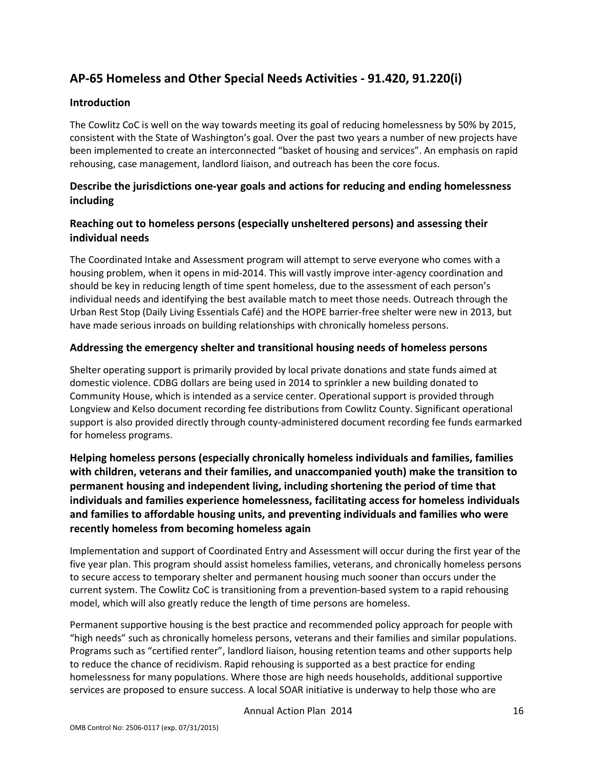## AP-65 Homeless and Other Special Needs Activities - 91.420, 91.220(i)

### Introduction

The Cowlitz CoC is well on the way towards meeting its goal of reducing homelessness by 50% by 2015, consistent with the State of Washington's goal. Over the past two years a number of new projects have been implemented to create an interconnected "basket of housing and services". An emphasis on rapid rehousing, case management, landlord liaison, and outreach has been the core focus.

### Describe the jurisdictions one-year goals and actions for reducing and ending homelessness including

### Reaching out to homeless persons (especially unsheltered persons) and assessing their individual needs

The Coordinated Intake and Assessment program will attempt to serve everyone who comes with a housing problem, when it opens in mid-2014. This will vastly improve inter-agency coordination and should be key in reducing length of time spent homeless, due to the assessment of each person's individual needs and identifying the best available match to meet those needs. Outreach through the Urban Rest Stop (Daily Living Essentials Café) and the HOPE barrier-free shelter were new in 2013, but have made serious inroads on building relationships with chronically homeless persons.

### Addressing the emergency shelter and transitional housing needs of homeless persons

Shelter operating support is primarily provided by local private donations and state funds aimed at domestic violence. CDBG dollars are being used in 2014 to sprinkler a new building donated to Community House, which is intended as a service center. Operational support is provided through Longview and Kelso document recording fee distributions from Cowlitz County. Significant operational support is also provided directly through county-administered document recording fee funds earmarked for homeless programs.

### Helping homeless persons (especially chronically homeless individuals and families, families with children, veterans and their families, and unaccompanied youth) make the transition to permanent housing and independent living, including shortening the period of time that individuals and families experience homelessness, facilitating access for homeless individuals and families to affordable housing units, and preventing individuals and families who were recently homeless from becoming homeless again

Implementation and support of Coordinated Entry and Assessment will occur during the first year of the five year plan. This program should assist homeless families, veterans, and chronically homeless persons to secure access to temporary shelter and permanent housing much sooner than occurs under the current system. The Cowlitz CoC is transitioning from a prevention-based system to a rapid rehousing model, which will also greatly reduce the length of time persons are homeless.

Permanent supportive housing is the best practice and recommended policy approach for people with "high needs" such as chronically homeless persons, veterans and their families and similar populations. Programs such as "certified renter", landlord liaison, housing retention teams and other supports help to reduce the chance of recidivism. Rapid rehousing is supported as a best practice for ending homelessness for many populations. Where those are high needs households, additional supportive services are proposed to ensure success. A local SOAR initiative is underway to help those who are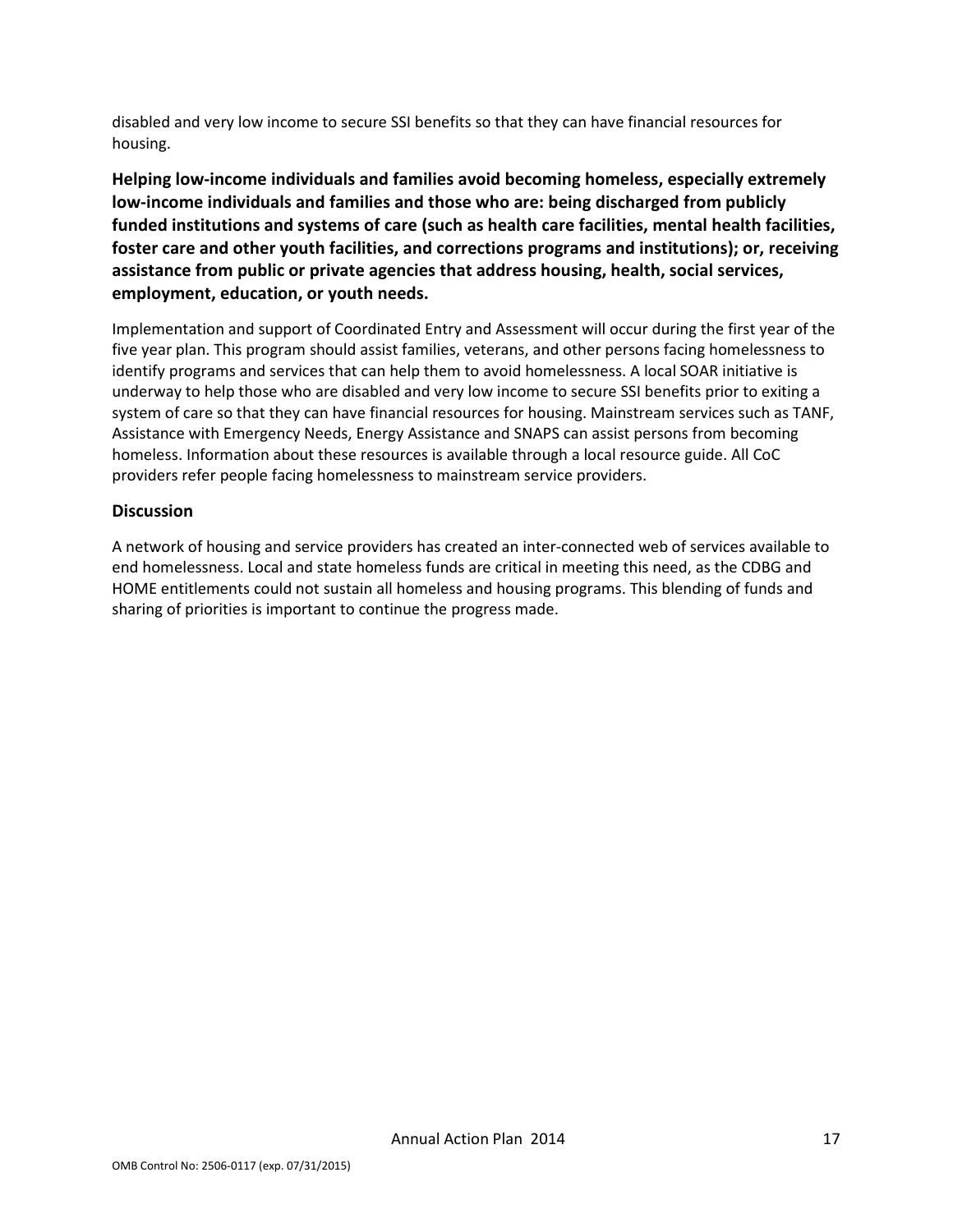disabled and very low income to secure SSI benefits so that they can have financial resources for housing.

**Helping low-income individuals and families avoid becoming homeless, especially extremely low-income individuals and families and those who are: being discharged from publicly funded institutions and systems of care (such as health care facilities, mental health facilities, foster care and other youth facilities, and corrections programs and institutions); or, receiving assistance from public or private agencies that address housing, health, social services, employment, education, or youth needs.**

Implementation and support of Coordinated Entry and Assessment will occur during the first year of the five year plan. This program should assist families, veterans, and other persons facing homelessness to identify programs and services that can help them to avoid homelessness. A local SOAR initiative is underway to help those who are disabled and very low income to secure SSI benefits prior to exiting a system of care so that they can have financial resources for housing. Mainstream services such as TANF, Assistance with Emergency Needs, Energy Assistance and SNAPS can assist persons from becoming homeless. Information about these resources is available through a local resource guide. All CoC providers refer people facing homelessness to mainstream service providers.

### Discussion

A network of housing and service providers has created an inter-connected web of services available to end homelessness. Local and state homeless funds are critical in meeting this need, as the CDBG and HOME entitlements could not sustain all homeless and housing programs. This blending of funds and sharing of priorities is important to continue the progress made.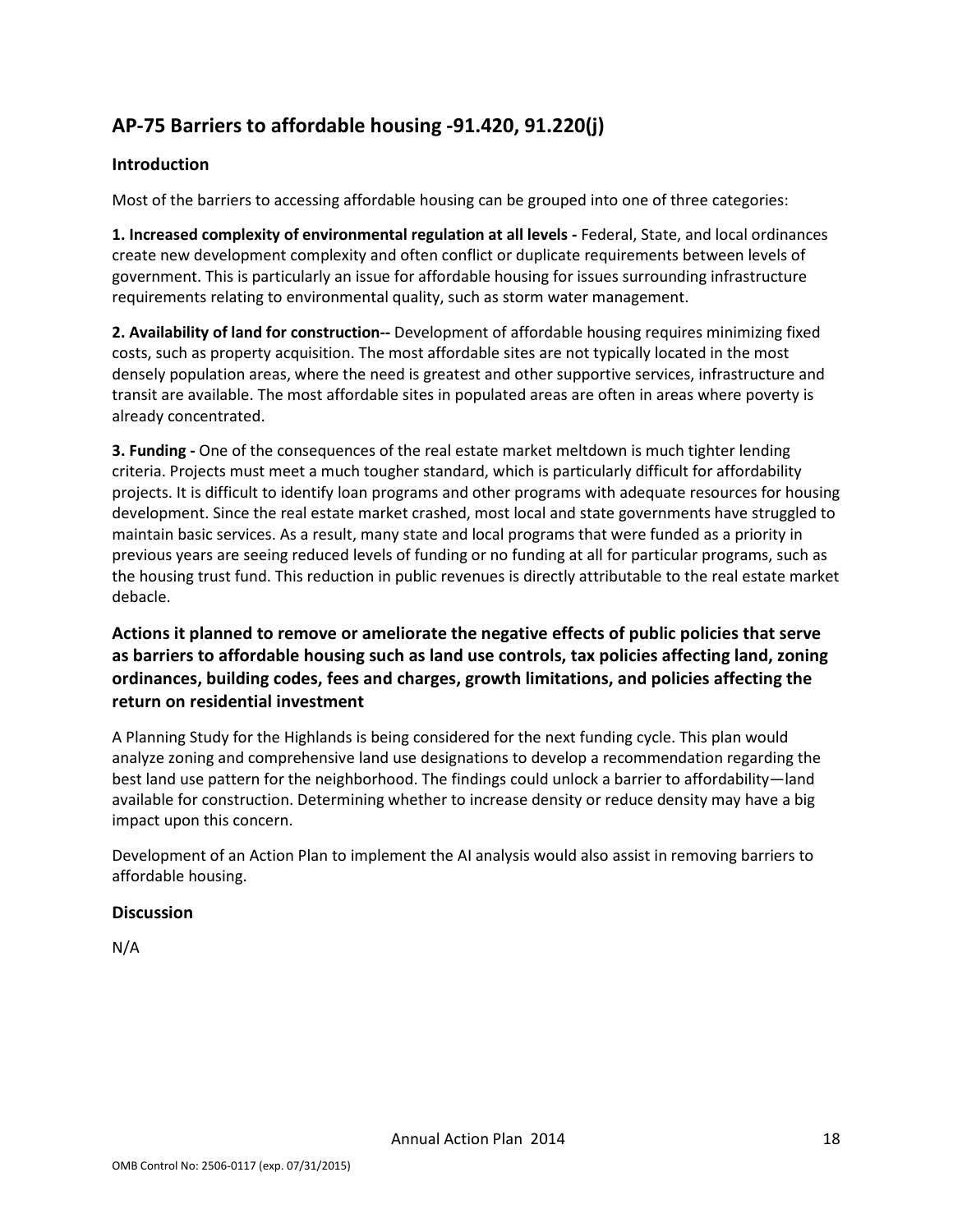## AP-75 Barriers to affordable housing -91.420, 91.220(j)

### Introduction

Most of the barriers to accessing affordable housing can be grouped into one of three categories:

**1. Increased complexity of environmental regulation at all levels -** Federal, State, and local ordinances create new development complexity and often conflict or duplicate requirements between levels of government. This is particularly an issue for affordable housing for issues surrounding infrastructure requirements relating to environmental quality, such as storm water management.

**2. Availability of land for construction--** Development of affordable housing requires minimizing fixed costs, such as property acquisition. The most affordable sites are not typically located in the most densely population areas, where the need is greatest and other supportive services, infrastructure and transit are available. The most affordable sites in populated areas are often in areas where poverty is already concentrated.

**3. Funding -** One of the consequences of the real estate market meltdown is much tighter lending criteria. Projects must meet a much tougher standard, which is particularly difficult for affordability projects. It is difficult to identify loan programs and other programs with adequate resources for housing development. Since the real estate market crashed, most local and state governments have struggled to maintain basic services. As a result, many state and local programs that were funded as a priority in previous years are seeing reduced levels of funding or no funding at all for particular programs, such as the housing trust fund. This reduction in public revenues is directly attributable to the real estate market debacle.

### Actions it planned to remove or ameliorate the negative effects of public policies that serve as barriers to affordable housing such as land use controls, tax policies affecting land, zoning ordinances, building codes, fees and charges, growth limitations, and policies affecting the return on residential investment

A Planning Study for the Highlands is being considered for the next funding cycle. This plan would analyze zoning and comprehensive land use designations to develop a recommendation regarding the best land use pattern for the neighborhood. The findings could unlock a barrier to affordability—land available for construction. Determining whether to increase density or reduce density may have a big impact upon this concern.

Development of an Action Plan to implement the AI analysis would also assist in removing barriers to affordable housing.

### Discussion

N/A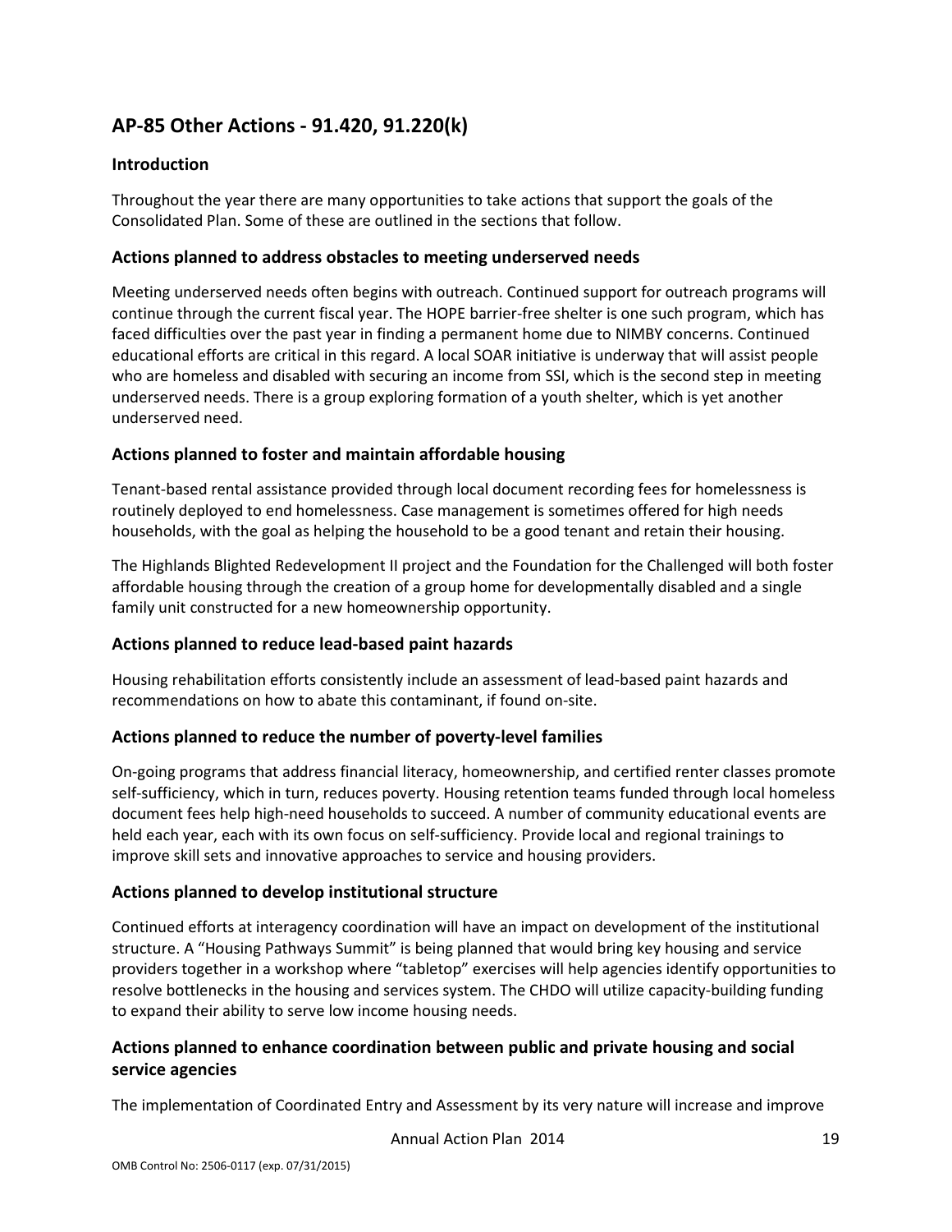## AP-85 Other Actions - 91.420, 91.220(k)

### Introduction

Throughout the year there are many opportunities to take actions that support the goals of the Consolidated Plan. Some of these are outlined in the sections that follow.

### Actions planned to address obstacles to meeting underserved needs

Meeting underserved needs often begins with outreach. Continued support for outreach programs will continue through the current fiscal year. The HOPE barrier-free shelter is one such program, which has faced difficulties over the past year in finding a permanent home due to NIMBY concerns. Continued educational efforts are critical in this regard. A local SOAR initiative is underway that will assist people who are homeless and disabled with securing an income from SSI, which is the second step in meeting underserved needs. There is a group exploring formation of a youth shelter, which is yet another underserved need.

### Actions planned to foster and maintain affordable housing

Tenant-based rental assistance provided through local document recording fees for homelessness is routinely deployed to end homelessness. Case management is sometimes offered for high needs households, with the goal as helping the household to be a good tenant and retain their housing.

The Highlands Blighted Redevelopment II project and the Foundation for the Challenged will both foster affordable housing through the creation of a group home for developmentally disabled and a single family unit constructed for a new homeownership opportunity.

### Actions planned to reduce lead-based paint hazards

Housing rehabilitation efforts consistently include an assessment of lead-based paint hazards and recommendations on how to abate this contaminant, if found on-site.

### Actions planned to reduce the number of poverty-level families

On-going programs that address financial literacy, homeownership, and certified renter classes promote self-sufficiency, which in turn, reduces poverty. Housing retention teams funded through local homeless document fees help high-need households to succeed. A number of community educational events are held each year, each with its own focus on self-sufficiency. Provide local and regional trainings to improve skill sets and innovative approaches to service and housing providers.

### Actions planned to develop institutional structure

Continued efforts at interagency coordination will have an impact on development of the institutional structure. A "Housing Pathways Summit" is being planned that would bring key housing and service providers together in a workshop where "tabletop" exercises will help agencies identify opportunities to resolve bottlenecks in the housing and services system. The CHDO will utilize capacity-building funding to expand their ability to serve low income housing needs.

### Actions planned to enhance coordination between public and private housing and social service agencies

The implementation of Coordinated Entry and Assessment by its very nature will increase and improve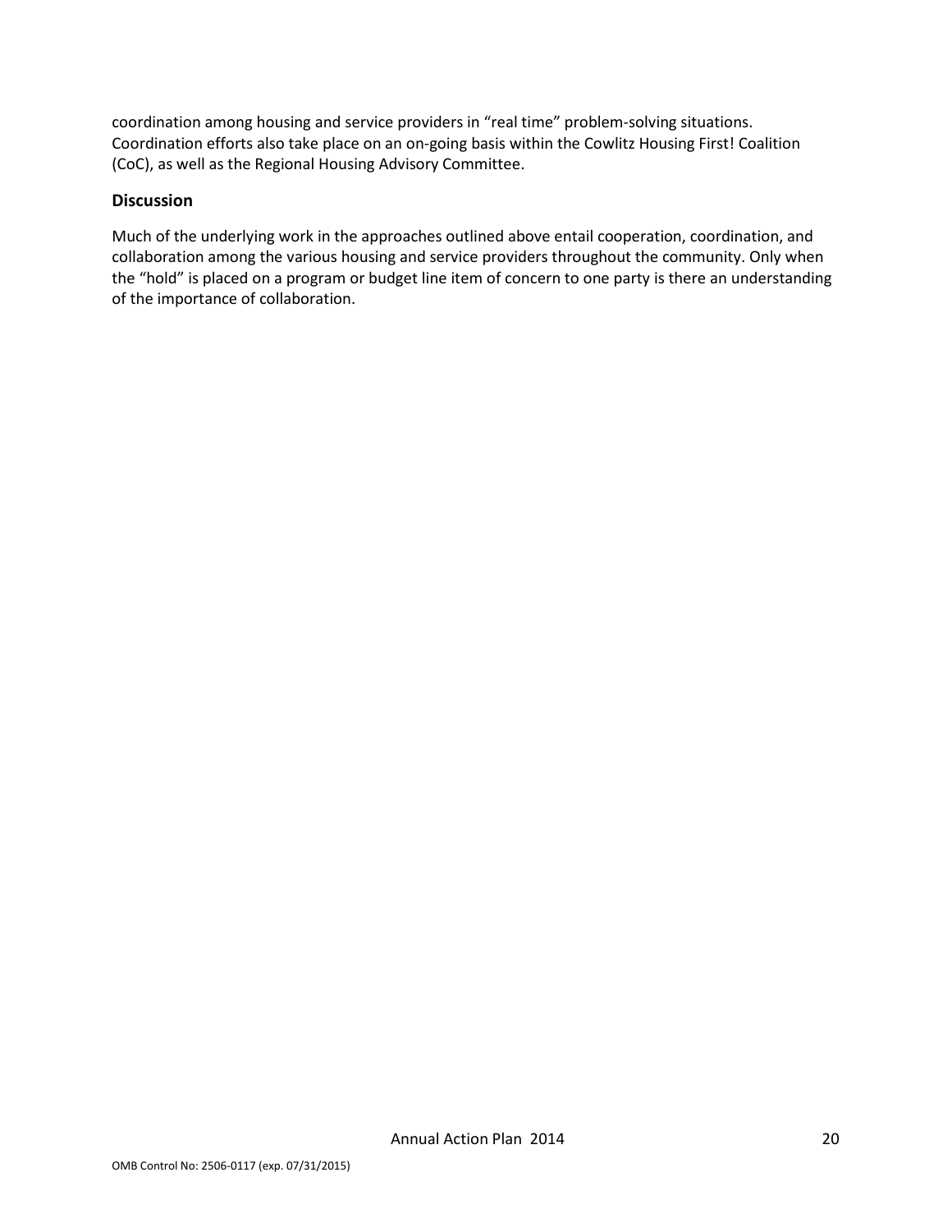coordination among housing and service providers in "real time" problem-solving situations. Coordination efforts also take place on an on-going basis within the Cowlitz Housing First! Coalition (CoC), as well as the Regional Housing Advisory Committee.

### Discussion

Much of the underlying work in the approaches outlined above entail cooperation, coordination, and collaboration among the various housing and service providers throughout the community. Only when the "hold" is placed on a program or budget line item of concern to one party is there an understanding of the importance of collaboration.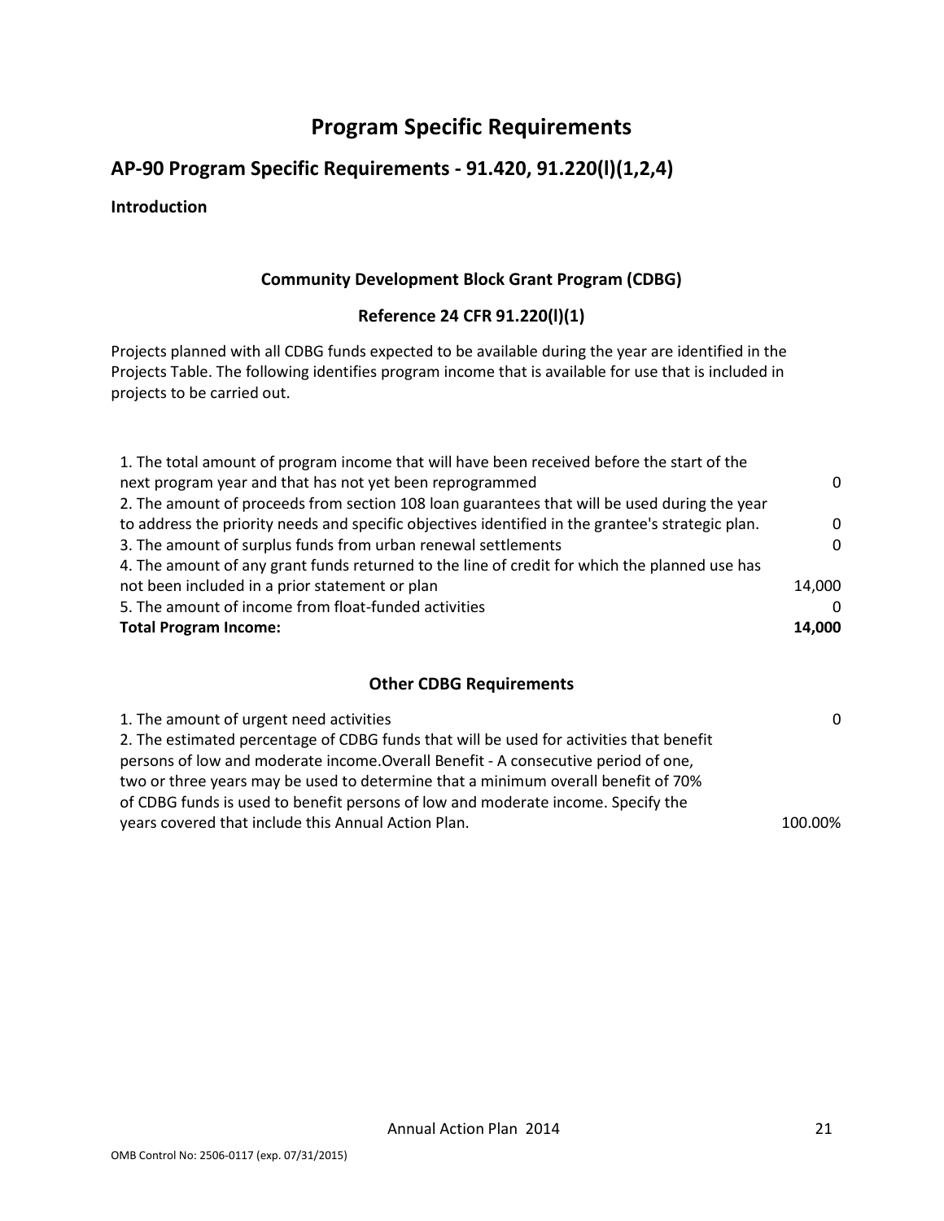# Program Specific Requirements

## AP-90 Program Specific Requirements - 91.420, 91.220(l)(1,2,4)

**Introduction**

### Community Development Block Grant Program (CDBG)

### Reference 24 CFR 91.220(l)(1)

Projects planned with all CDBG funds expected to be available during the year are identified in the Projects Table. The following identifies program income that is available for use that is included in projects to be carried out.

| | |
|---|---|
| 1. The total amount of program income that will have been received before the start of the next program year and that has not yet been reprogrammed | 0 |
| 2. The amount of proceeds from section 108 loan guarantees that will be used during the year to address the priority needs and specific objectives identified in the grantee's strategic plan. | 0 |
| 3. The amount of surplus funds from urban renewal settlements | 0 |
| 4. The amount of any grant funds returned to the line of credit for which the planned use has not been included in a prior statement or plan | 14,000 |
| 5. The amount of income from float-funded activities | 0 |
| **Total Program Income:** | **14,000** |

### Other CDBG Requirements

| | |
|---|---|
| 1. The amount of urgent need activities | 0 |
| 2. The estimated percentage of CDBG funds that will be used for activities that benefit persons of low and moderate income.Overall Benefit - A consecutive period of one, two or three years may be used to determine that a minimum overall benefit of 70% of CDBG funds is used to benefit persons of low and moderate income. Specify the years covered that include this Annual Action Plan. | 100.00% |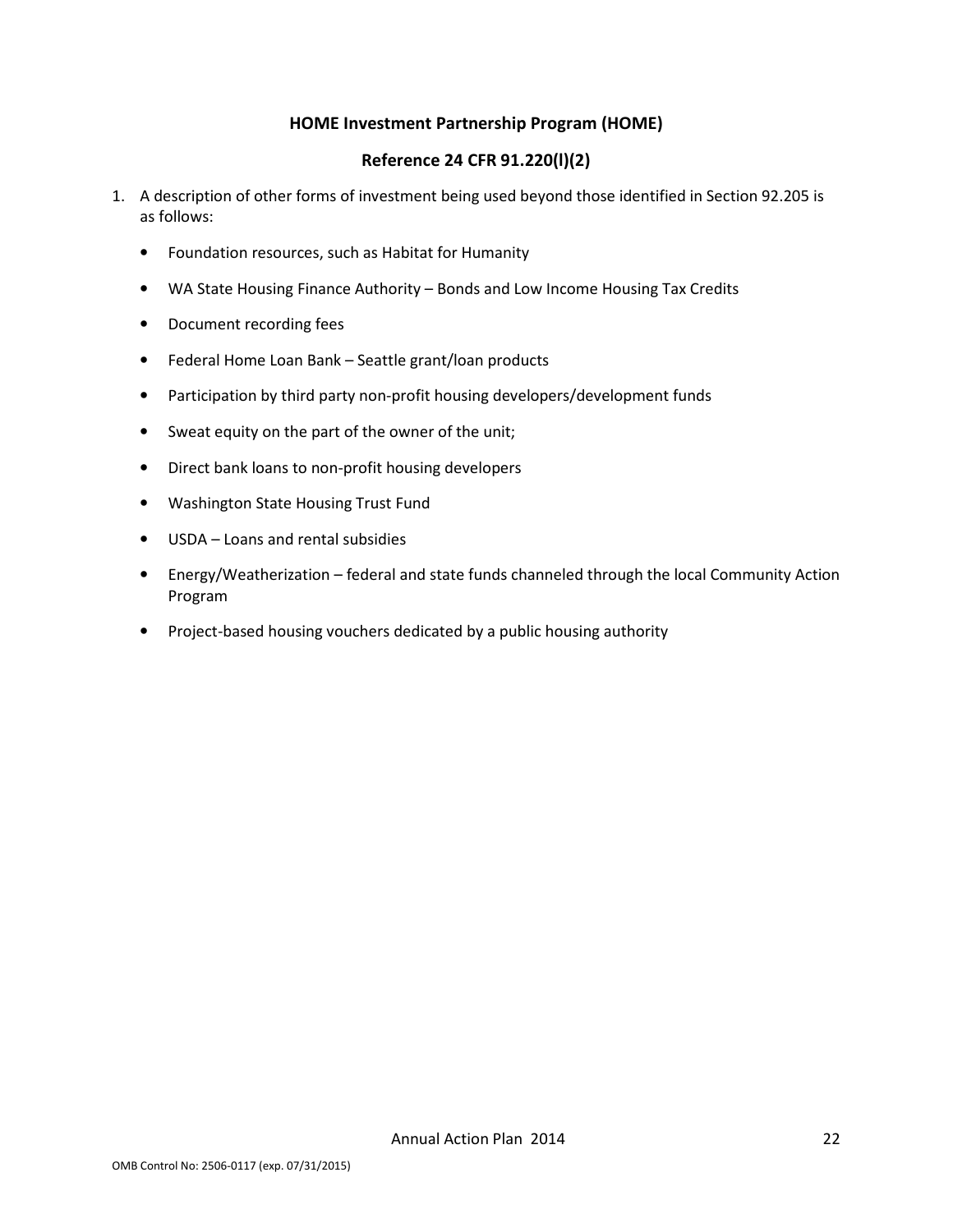## HOME Investment Partnership Program (HOME)

## Reference 24 CFR 91.220(l)(2)

1. A description of other forms of investment being used beyond those identified in Section 92.205 is as follows:

   - Foundation resources, such as Habitat for Humanity
   - WA State Housing Finance Authority – Bonds and Low Income Housing Tax Credits
   - Document recording fees
   - Federal Home Loan Bank – Seattle grant/loan products
   - Participation by third party non-profit housing developers/development funds
   - Sweat equity on the part of the owner of the unit;
   - Direct bank loans to non-profit housing developers
   - Washington State Housing Trust Fund
   - USDA – Loans and rental subsidies
   - Energy/Weatherization – federal and state funds channeled through the local Community Action Program
   - Project-based housing vouchers dedicated by a public housing authority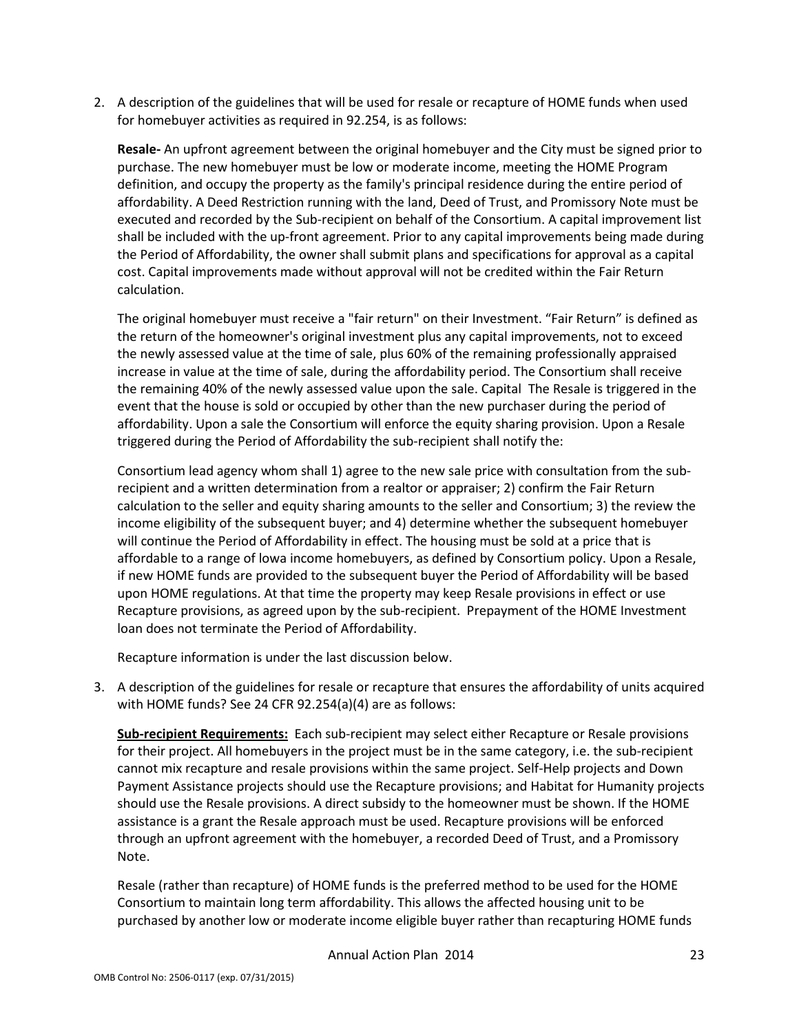2. A description of the guidelines that will be used for resale or recapture of HOME funds when used for homebuyer activities as required in 92.254, is as follows:

   **Resale-** An upfront agreement between the original homebuyer and the City must be signed prior to purchase. The new homebuyer must be low or moderate income, meeting the HOME Program definition, and occupy the property as the family's principal residence during the entire period of affordability. A Deed Restriction running with the land, Deed of Trust, and Promissory Note must be executed and recorded by the Sub-recipient on behalf of the Consortium. A capital improvement list shall be included with the up-front agreement. Prior to any capital improvements being made during the Period of Affordability, the owner shall submit plans and specifications for approval as a capital cost. Capital improvements made without approval will not be credited within the Fair Return calculation.

   The original homebuyer must receive a "fair return" on their Investment. "Fair Return" is defined as the return of the homeowner's original investment plus any capital improvements, not to exceed the newly assessed value at the time of sale, plus 60% of the remaining professionally appraised increase in value at the time of sale, during the affordability period. The Consortium shall receive the remaining 40% of the newly assessed value upon the sale. Capital The Resale is triggered in the event that the house is sold or occupied by other than the new purchaser during the period of affordability. Upon a sale the Consortium will enforce the equity sharing provision. Upon a Resale triggered during the Period of Affordability the sub-recipient shall notify the:

   Consortium lead agency whom shall 1) agree to the new sale price with consultation from the sub-recipient and a written determination from a realtor or appraiser; 2) confirm the Fair Return calculation to the seller and equity sharing amounts to the seller and Consortium; 3) the review the income eligibility of the subsequent buyer; and 4) determine whether the subsequent homebuyer will continue the Period of Affordability in effect. The housing must be sold at a price that is affordable to a range of Iowa income homebuyers, as defined by Consortium policy. Upon a Resale, if new HOME funds are provided to the subsequent buyer the Period of Affordability will be based upon HOME regulations. At that time the property may keep Resale provisions in effect or use Recapture provisions, as agreed upon by the sub-recipient. Prepayment of the HOME Investment loan does not terminate the Period of Affordability.

   Recapture information is under the last discussion below.

3. A description of the guidelines for resale or recapture that ensures the affordability of units acquired with HOME funds? See 24 CFR 92.254(a)(4) are as follows:

   **<u>Sub-recipient Requirements:</u>** Each sub-recipient may select either Recapture or Resale provisions for their project. All homebuyers in the project must be in the same category, i.e. the sub-recipient cannot mix recapture and resale provisions within the same project. Self-Help projects and Down Payment Assistance projects should use the Recapture provisions; and Habitat for Humanity projects should use the Resale provisions. A direct subsidy to the homeowner must be shown. If the HOME assistance is a grant the Resale approach must be used. Recapture provisions will be enforced through an upfront agreement with the homebuyer, a recorded Deed of Trust, and a Promissory Note.

   Resale (rather than recapture) of HOME funds is the preferred method to be used for the HOME Consortium to maintain long term affordability. This allows the affected housing unit to be purchased by another low or moderate income eligible buyer rather than recapturing HOME funds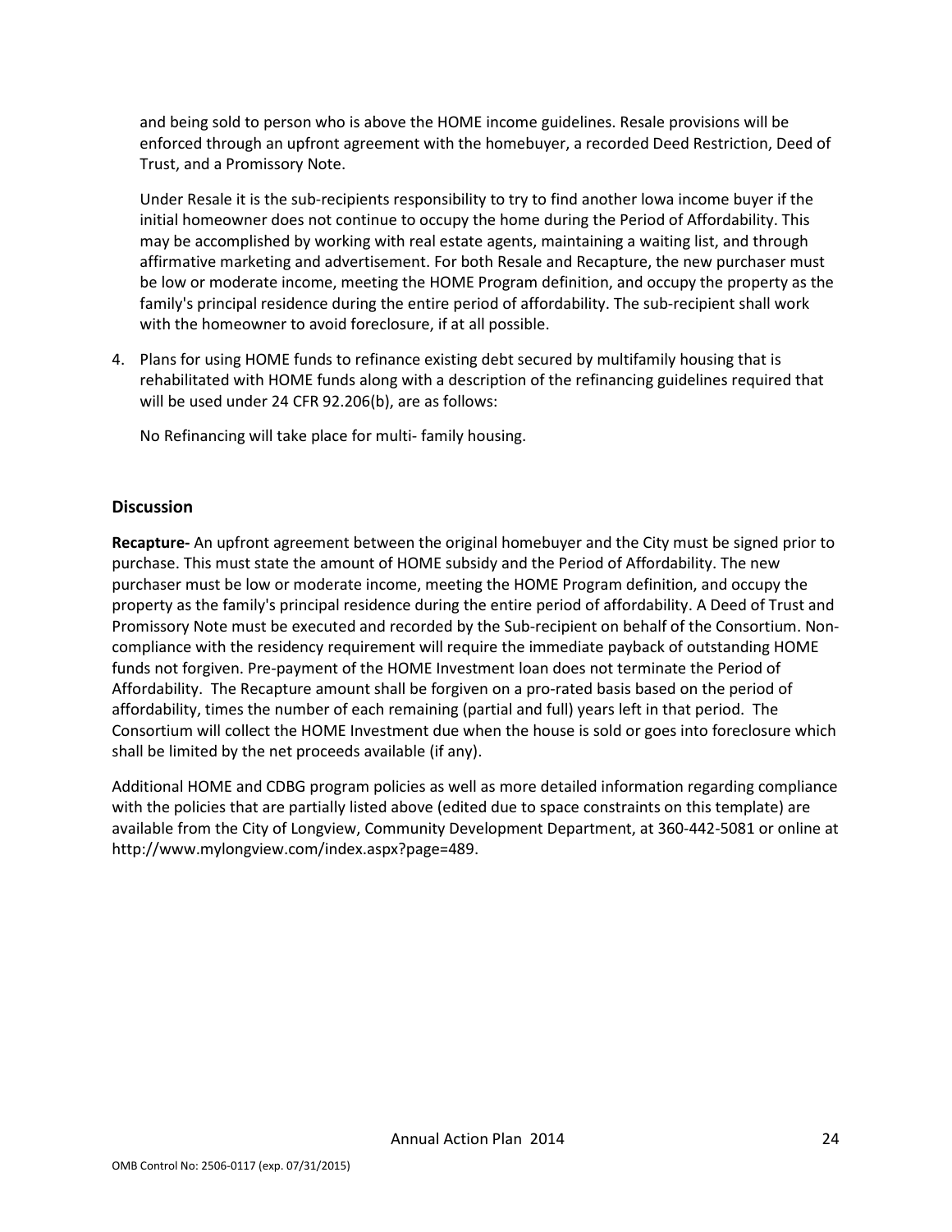and being sold to person who is above the HOME income guidelines. Resale provisions will be enforced through an upfront agreement with the homebuyer, a recorded Deed Restriction, Deed of Trust, and a Promissory Note.

Under Resale it is the sub-recipients responsibility to try to find another lowa income buyer if the initial homeowner does not continue to occupy the home during the Period of Affordability. This may be accomplished by working with real estate agents, maintaining a waiting list, and through affirmative marketing and advertisement. For both Resale and Recapture, the new purchaser must be low or moderate income, meeting the HOME Program definition, and occupy the property as the family's principal residence during the entire period of affordability. The sub-recipient shall work with the homeowner to avoid foreclosure, if at all possible.

4. Plans for using HOME funds to refinance existing debt secured by multifamily housing that is rehabilitated with HOME funds along with a description of the refinancing guidelines required that will be used under 24 CFR 92.206(b), are as follows:

   No Refinancing will take place for multi- family housing.

### Discussion

**Recapture-** An upfront agreement between the original homebuyer and the City must be signed prior to purchase. This must state the amount of HOME subsidy and the Period of Affordability. The new purchaser must be low or moderate income, meeting the HOME Program definition, and occupy the property as the family's principal residence during the entire period of affordability. A Deed of Trust and Promissory Note must be executed and recorded by the Sub-recipient on behalf of the Consortium. Non-compliance with the residency requirement will require the immediate payback of outstanding HOME funds not forgiven. Pre-payment of the HOME Investment loan does not terminate the Period of Affordability. The Recapture amount shall be forgiven on a pro-rated basis based on the period of affordability, times the number of each remaining (partial and full) years left in that period. The Consortium will collect the HOME Investment due when the house is sold or goes into foreclosure which shall be limited by the net proceeds available (if any).

Additional HOME and CDBG program policies as well as more detailed information regarding compliance with the policies that are partially listed above (edited due to space constraints on this template) are available from the City of Longview, Community Development Department, at 360-442-5081 or online at http://www.mylongview.com/index.aspx?page=489.